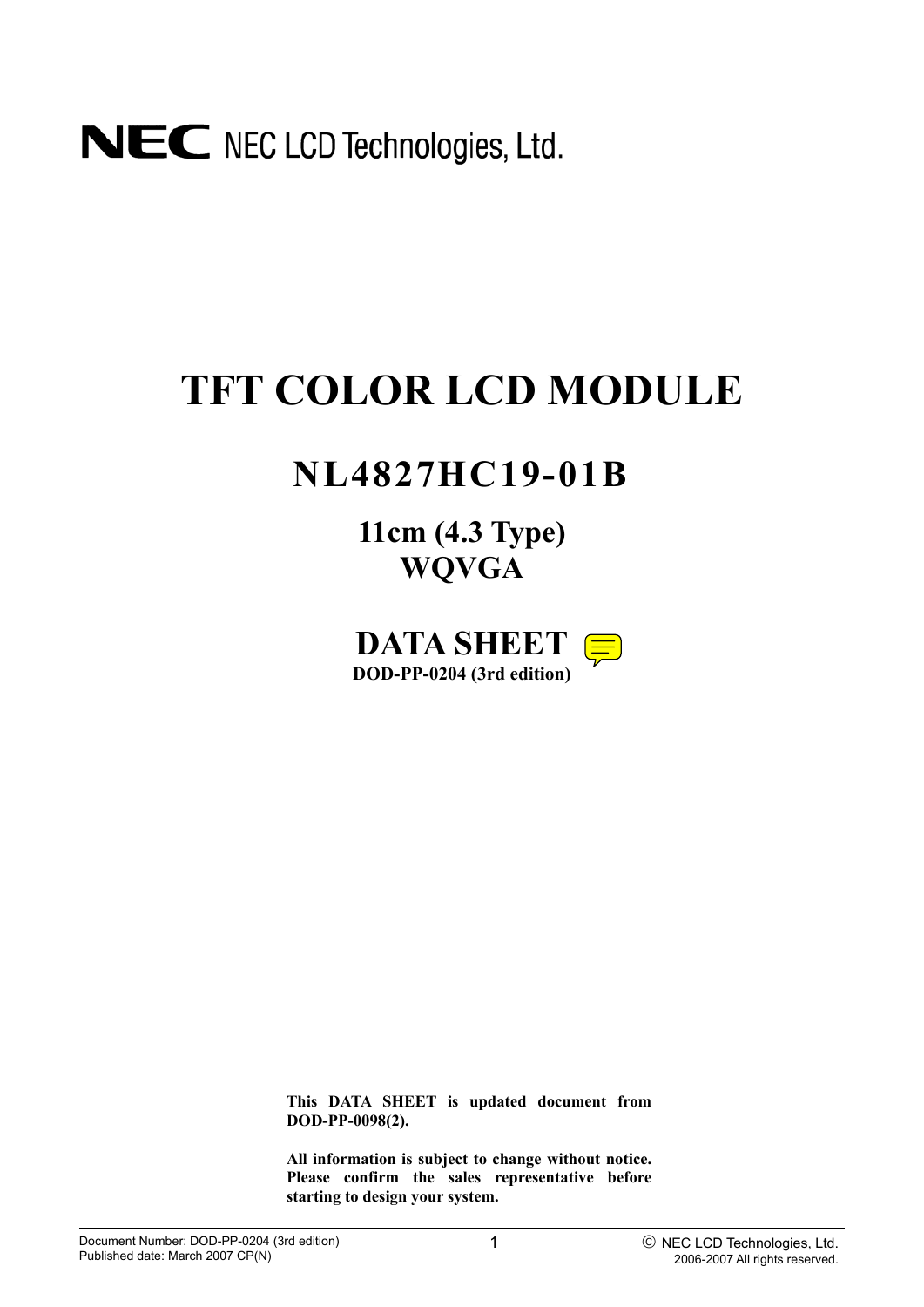NEC NEC LCD Technologies, Ltd.

# TFT COLOR LCD MODULE

## NL4827HC19-01B

### 11cm (4.3 Type) WQVGA

## DATA SHEET

**DOD-PP-0204 (3rd edition)**

**This DATA SHEET is updated document from DOD-PP-0098(2).**

**All information is subject to change without notice. Please confirm the sales representative before starting to design your system.**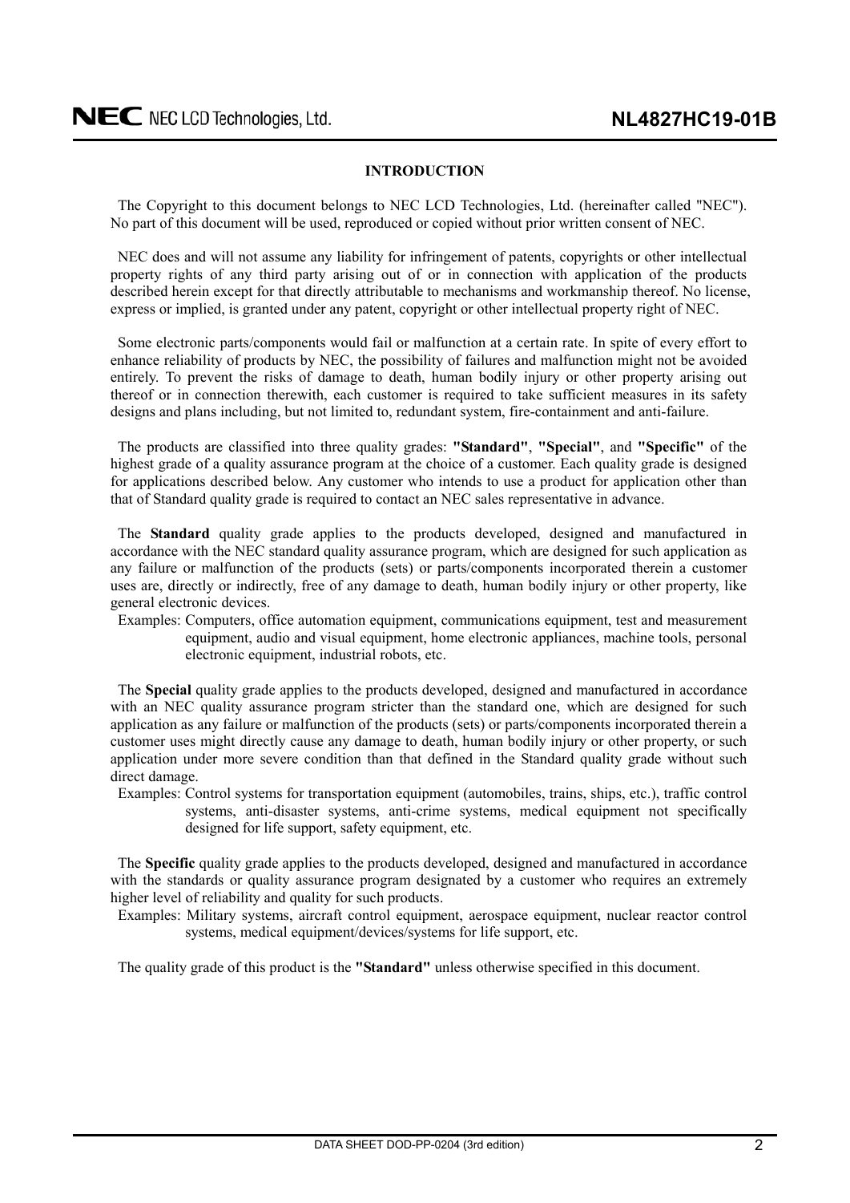## INTRODUCTION

The Copyright to this document belongs to NEC LCD Technologies, Ltd. (hereinafter called "NEC"). No part of this document will be used, reproduced or copied without prior written consent of NEC.

NEC does and will not assume any liability for infringement of patents, copyrights or other intellectual property rights of any third party arising out of or in connection with application of the products described herein except for that directly attributable to mechanisms and workmanship thereof. No license, express or implied, is granted under any patent, copyright or other intellectual property right of NEC.

Some electronic parts/components would fail or malfunction at a certain rate. In spite of every effort to enhance reliability of products by NEC, the possibility of failures and malfunction might not be avoided entirely. To prevent the risks of damage to death, human bodily injury or other property arising out thereof or in connection therewith, each customer is required to take sufficient measures in its safety designs and plans including, but not limited to, redundant system, fire-containment and anti-failure.

The products are classified into three quality grades: **"Standard"**, **"Special"**, and **"Specific"** of the highest grade of a quality assurance program at the choice of a customer. Each quality grade is designed for applications described below. Any customer who intends to use a product for application other than that of Standard quality grade is required to contact an NEC sales representative in advance.

The **Standard** quality grade applies to the products developed, designed and manufactured in accordance with the NEC standard quality assurance program, which are designed for such application as any failure or malfunction of the products (sets) or parts/components incorporated therein a customer uses are, directly or indirectly, free of any damage to death, human bodily injury or other property, like general electronic devices.

Examples: Computers, office automation equipment, communications equipment, test and measurement equipment, audio and visual equipment, home electronic appliances, machine tools, personal electronic equipment, industrial robots, etc.

The **Special** quality grade applies to the products developed, designed and manufactured in accordance with an NEC quality assurance program stricter than the standard one, which are designed for such application as any failure or malfunction of the products (sets) or parts/components incorporated therein a customer uses might directly cause any damage to death, human bodily injury or other property, or such application under more severe condition than that defined in the Standard quality grade without such direct damage.

Examples: Control systems for transportation equipment (automobiles, trains, ships, etc.), traffic control systems, anti-disaster systems, anti-crime systems, medical equipment not specifically designed for life support, safety equipment, etc.

The **Specific** quality grade applies to the products developed, designed and manufactured in accordance with the standards or quality assurance program designated by a customer who requires an extremely higher level of reliability and quality for such products.

Examples: Military systems, aircraft control equipment, aerospace equipment, nuclear reactor control systems, medical equipment/devices/systems for life support, etc.

The quality grade of this product is the **"Standard"** unless otherwise specified in this document.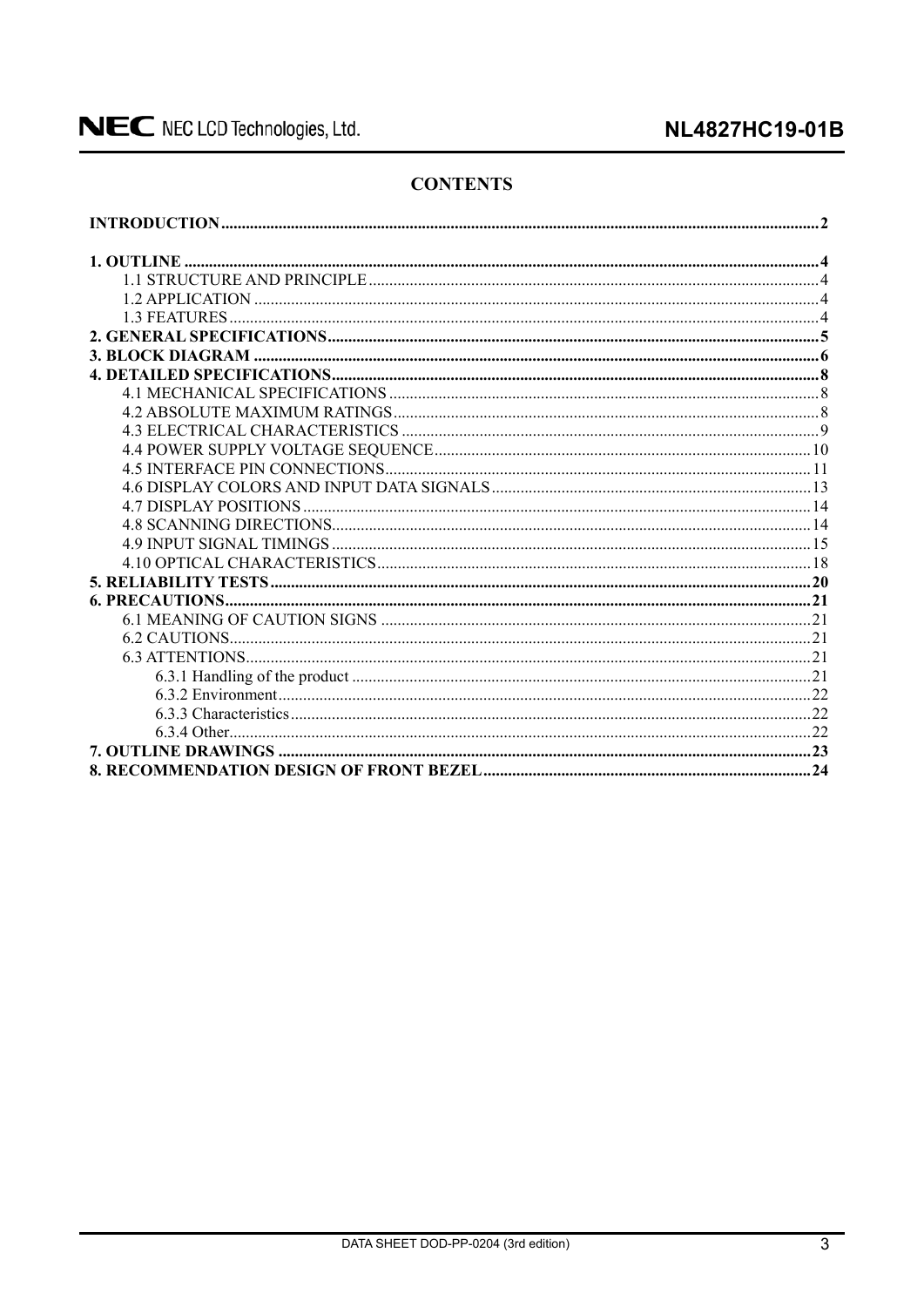## CONTENTS

**INTRODUCTION** .......... 2

**1. OUTLINE** .......... 4
- 1.1 STRUCTURE AND PRINCIPLE .......... 4
- 1.2 APPLICATION .......... 4
- 1.3 FEATURES .......... 4

**2. GENERAL SPECIFICATIONS** .......... 5

**3. BLOCK DIAGRAM** .......... 6

**4. DETAILED SPECIFICATIONS** .......... 8
- 4.1 MECHANICAL SPECIFICATIONS .......... 8
- 4.2 ABSOLUTE MAXIMUM RATINGS .......... 8
- 4.3 ELECTRICAL CHARACTERISTICS .......... 9
- 4.4 POWER SUPPLY VOLTAGE SEQUENCE .......... 10
- 4.5 INTERFACE PIN CONNECTIONS .......... 11
- 4.6 DISPLAY COLORS AND INPUT DATA SIGNALS .......... 13
- 4.7 DISPLAY POSITIONS .......... 14
- 4.8 SCANNING DIRECTIONS .......... 14
- 4.9 INPUT SIGNAL TIMINGS .......... 15
- 4.10 OPTICAL CHARACTERISTICS .......... 18

**5. RELIABILITY TESTS** .......... 20

**6. PRECAUTIONS** .......... 21
- 6.1 MEANING OF CAUTION SIGNS .......... 21
- 6.2 CAUTIONS .......... 21
- 6.3 ATTENTIONS .......... 21
  - 6.3.1 Handling of the product .......... 21
  - 6.3.2 Environment .......... 22
  - 6.3.3 Characteristics .......... 22
  - 6.3.4 Other .......... 22

**7. OUTLINE DRAWINGS** .......... 23

**8. RECOMMENDATION DESIGN OF FRONT BEZEL** .......... 24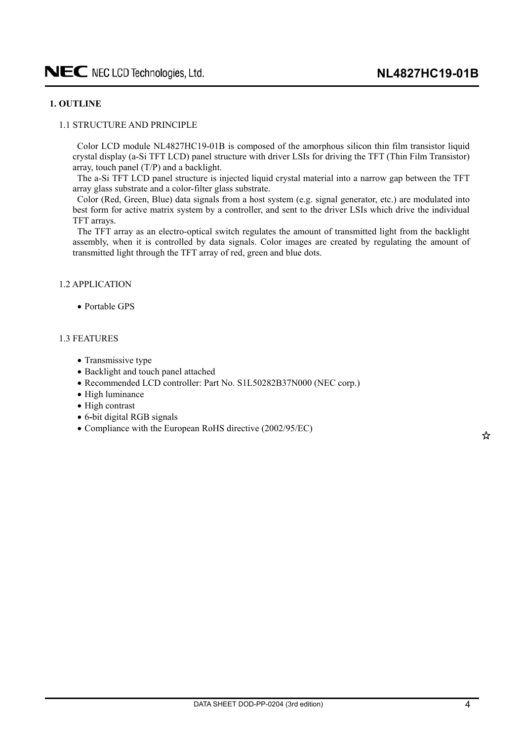## 1. OUTLINE

### 1.1 STRUCTURE AND PRINCIPLE

Color LCD module NL4827HC19-01B is composed of the amorphous silicon thin film transistor liquid crystal display (a-Si TFT LCD) panel structure with driver LSIs for driving the TFT (Thin Film Transistor) array, touch panel (T/P) and a backlight.

The a-Si TFT LCD panel structure is injected liquid crystal material into a narrow gap between the TFT array glass substrate and a color-filter glass substrate.

Color (Red, Green, Blue) data signals from a host system (e.g. signal generator, etc.) are modulated into best form for active matrix system by a controller, and sent to the driver LSIs which drive the individual TFT arrays.

The TFT array as an electro-optical switch regulates the amount of transmitted light from the backlight assembly, when it is controlled by data signals. Color images are created by regulating the amount of transmitted light through the TFT array of red, green and blue dots.

### 1.2 APPLICATION

- Portable GPS

### 1.3 FEATURES

- Transmissive type
- Backlight and touch panel attached
- Recommended LCD controller: Part No. S1L50282B37N000 (NEC corp.)
- High luminance
- High contrast
- 6-bit digital RGB signals
- Compliance with the European RoHS directive (2002/95/EC) ☆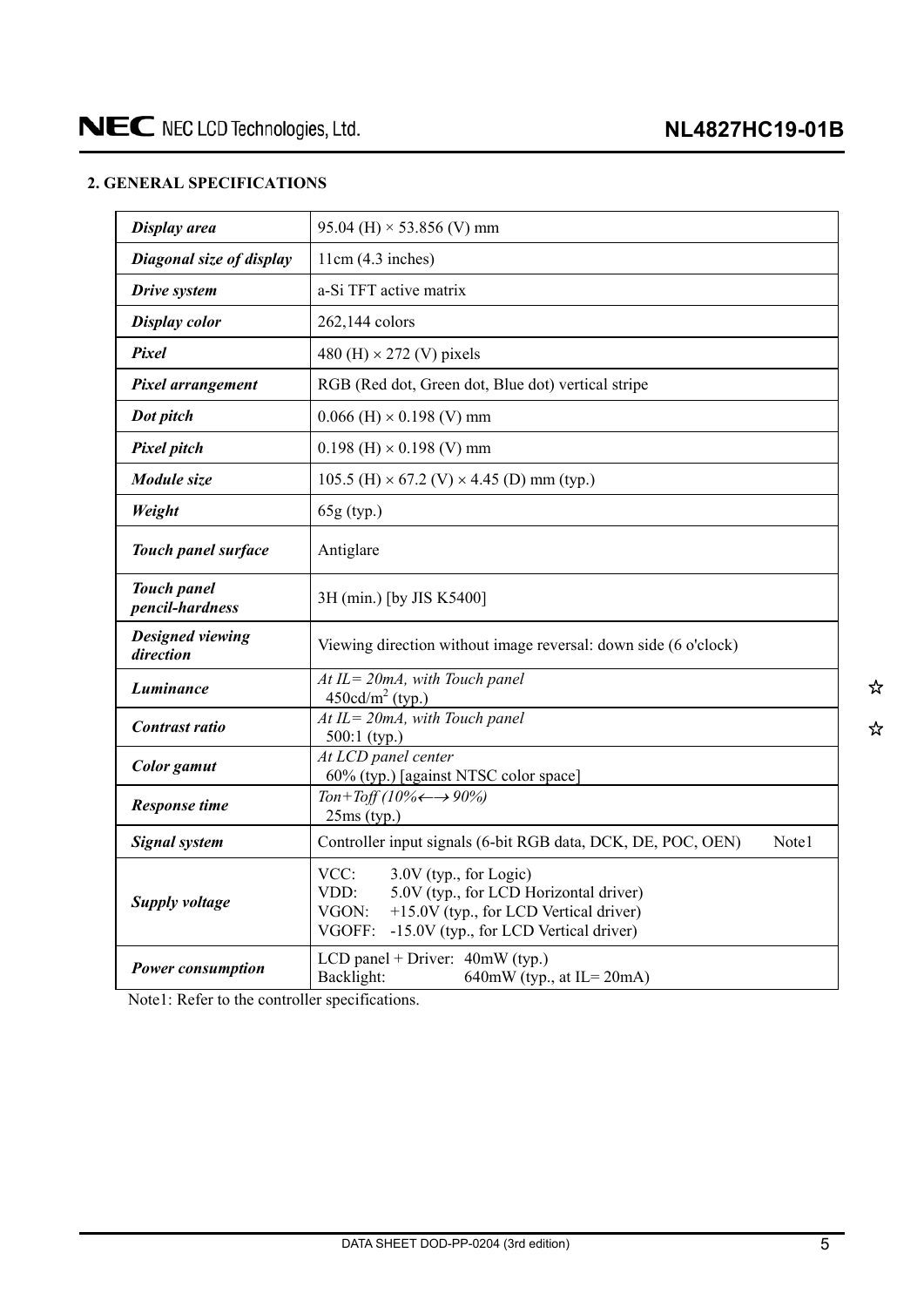## 2. GENERAL SPECIFICATIONS

| | |
|---|---|
| ***Display area*** | 95.04 (H) × 53.856 (V) mm |
| ***Diagonal size of display*** | 11cm (4.3 inches) |
| ***Drive system*** | a-Si TFT active matrix |
| ***Display color*** | 262,144 colors |
| ***Pixel*** | 480 (H) × 272 (V) pixels |
| ***Pixel arrangement*** | RGB (Red dot, Green dot, Blue dot) vertical stripe |
| ***Dot pitch*** | 0.066 (H) × 0.198 (V) mm |
| ***Pixel pitch*** | 0.198 (H) × 0.198 (V) mm |
| ***Module size*** | 105.5 (H) × 67.2 (V) × 4.45 (D) mm (typ.) |
| ***Weight*** | 65g (typ.) |
| ***Touch panel surface*** | Antiglare |
| ***Touch panel pencil-hardness*** | 3H (min.) [by JIS K5400] |
| ***Designed viewing direction*** | Viewing direction without image reversal: down side (6 o'clock) |
| ***Luminance*** | *At IL= 20mA, with Touch panel* <br> 450cd/$m^2$ (typ.) |
| ***Contrast ratio*** | *At IL= 20mA, with Touch panel* <br> 500:1 (typ.) |
| ***Color gamut*** | *At LCD panel center* <br> 60% (typ.) [against NTSC color space] |
| ***Response time*** | *Ton+Toff (10%←→90%)* <br> 25ms (typ.) |
| ***Signal system*** | Controller input signals (6-bit RGB data, DCK, DE, POC, OEN) Note1 |
| ***Supply voltage*** | VCC: 3.0V (typ., for Logic) <br> VDD: 5.0V (typ., for LCD Horizontal driver) <br> VGON: +15.0V (typ., for LCD Vertical driver) <br> VGOFF: -15.0V (typ., for LCD Vertical driver) |
| ***Power consumption*** | LCD panel + Driver: 40mW (typ.) <br> Backlight: 640mW (typ., at IL= 20mA) |

Note1: Refer to the controller specifications.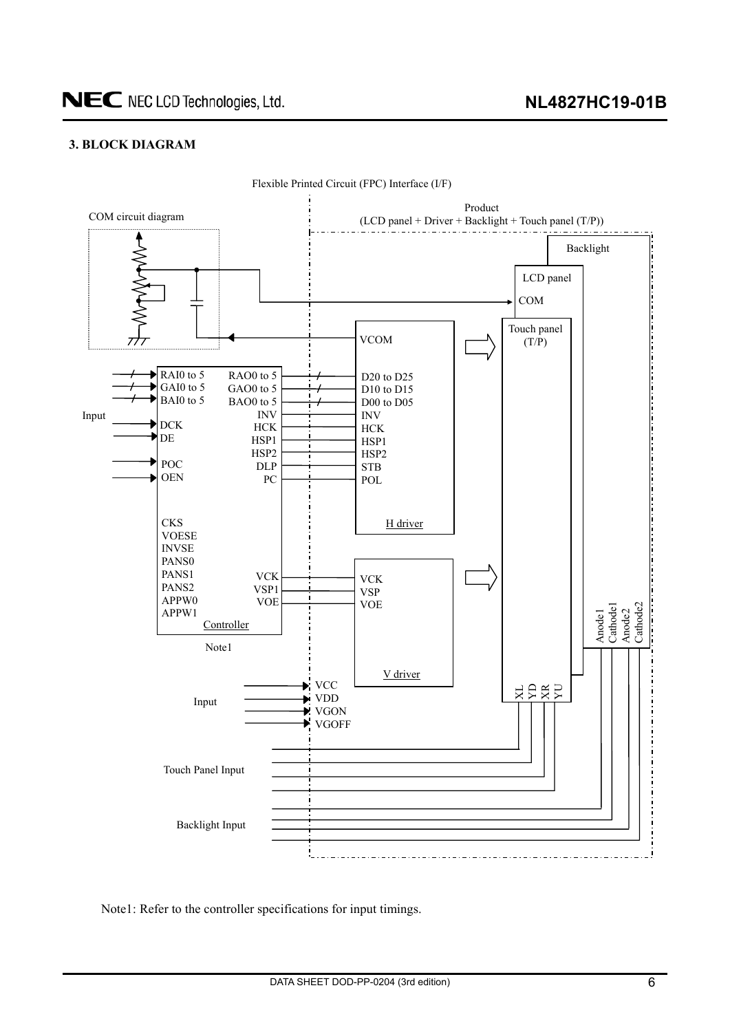### 3. BLOCK DIAGRAM

Flexible Printed Circuit (FPC) Interface (I/F)

COM circuit diagram

Product
(LCD panel + Driver + Backlight + Touch panel (T/P))

Backlight

LCD panel

COM

Touch panel
(T/P)

VCOM

Input

| Controller input | Controller output | H driver |
|---|---|---|
| RAI0 to 5 | RAO0 to 5 | D20 to D25 |
| GAI0 to 5 | GAO0 to 5 | D10 to D15 |
| BAI0 to 5 | BAO0 to 5 | D00 to D05 |
| | INV | INV |
| DCK | HCK | HCK |
| DE | HSP1 | HSP1 |
| | HSP2 | HSP2 |
| POC | DLP | STB |
| OEN | PC | POL |

H driver

CKS
VOESE
INVSE
PANS0
PANS1
PANS2
APPW0
APPW1

| Controller output | V driver |
|---|---|
| VCK | VCK |
| VSP1 | VSP |
| VOE | VOE |

Controller

Note1

V driver

Input: VCC, VDD, VGON, VGOFF

Touch Panel Input: XL, YD, XR, YU

Backlight Input: Anode1, Cathode1, Anode2, Cathode2

Note1: Refer to the controller specifications for input timings.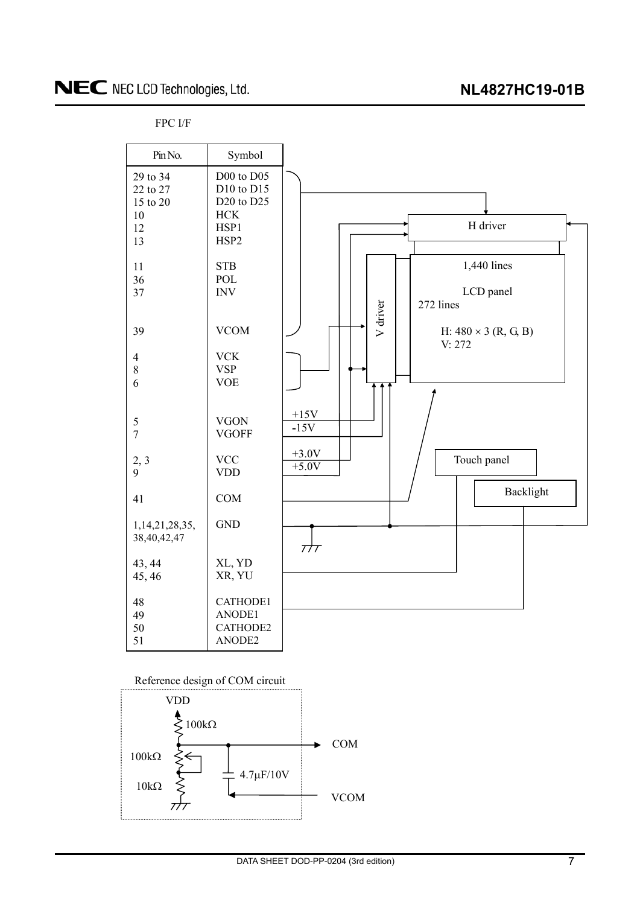FPC I/F

| Pin No. | Symbol |
|---|---|
| 29 to 34 | D00 to D05 |
| 22 to 27 | D10 to D15 |
| 15 to 20 | D20 to D25 |
| 10 | HCK |
| 12 | HSP1 |
| 13 | HSP2 |
| 11 | STB |
| 36 | POL |
| 37 | INV |
| 39 | VCOM |
| 4 | VCK |
| 8 | VSP |
| 6 | VOE |
| 5 | VGON |
| 7 | VGOFF |
| 2, 3 | VCC |
| 9 | VDD |
| 41 | COM |
| 1,14,21,28,35, 38,40,42,47 | GND |
| 43, 44 | XL, YD |
| 45, 46 | XR, YU |
| 48 | CATHODE1 |
| 49 | ANODE1 |
| 50 | CATHODE2 |
| 51 | ANODE2 |

H driver

V driver

LCD panel: 1,440 lines, 272 lines

H: 480 × 3 (R, G, B)
V: 272

+15V, -15V, +3.0V, +5.0V

Touch panel

Backlight

Reference design of COM circuit

VDD, 100kΩ, 100kΩ, 10kΩ, 4.7μF/10V, COM, VCOM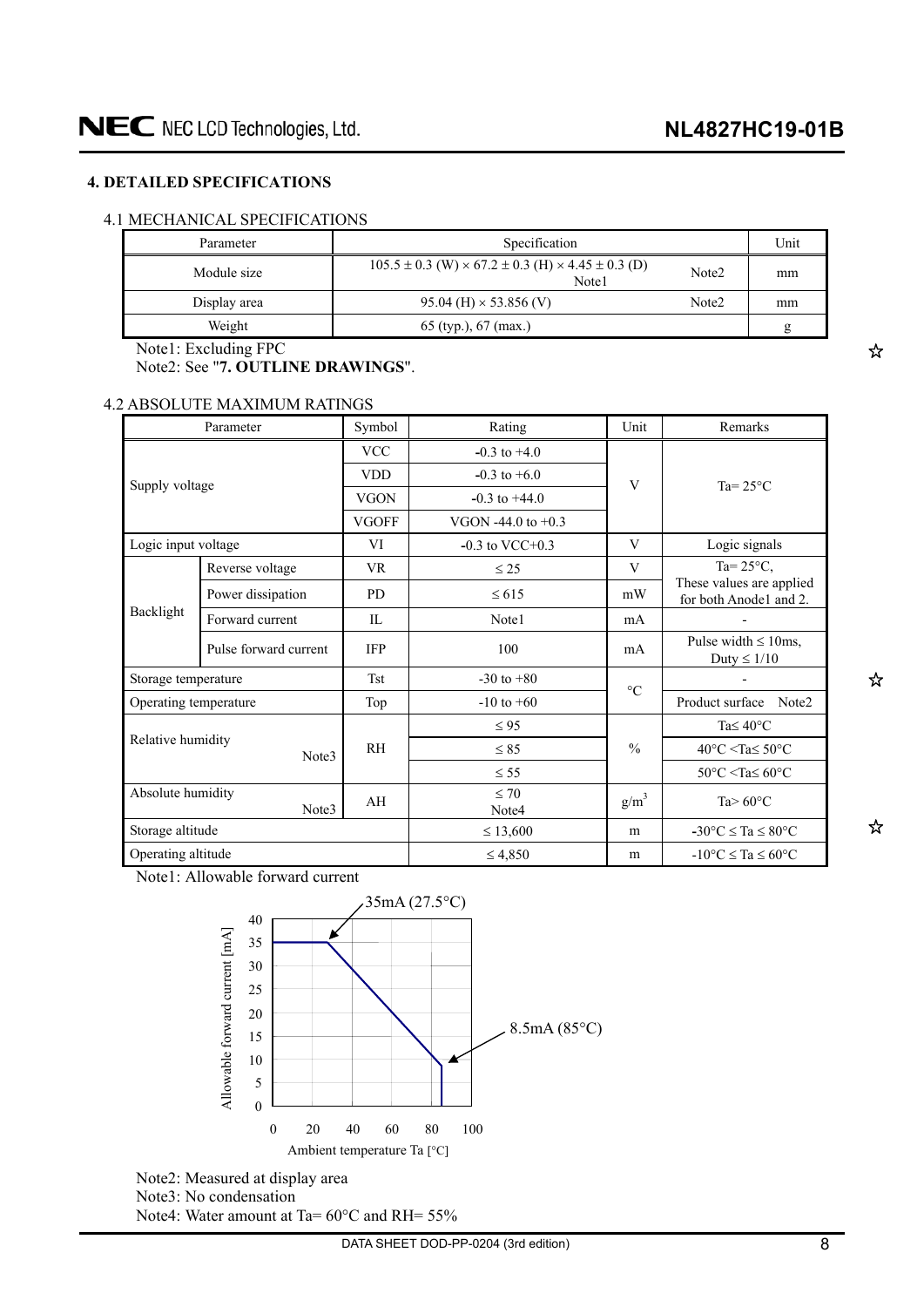## 4. DETAILED SPECIFICATIONS

### 4.1 MECHANICAL SPECIFICATIONS

| Parameter | Specification | Unit |
|---|---|---|
| Module size | 105.5 ± 0.3 (W) × 67.2 ± 0.3 (H) × 4.45 ± 0.3 (D) Note1 Note2 | mm |
| Display area | 95.04 (H) × 53.856 (V) Note2 | mm |
| Weight | 65 (typ.), 67 (max.) | g |

Note1: Excluding FPC
Note2: See "**7. OUTLINE DRAWINGS**".

### 4.2 ABSOLUTE MAXIMUM RATINGS

| Parameter | | Symbol | Rating | Unit | Remarks |
|---|---|---|---|---|---|
| Supply voltage | | VCC | -0.3 to +4.0 | V | Ta= 25°C |
| | | VDD | -0.3 to +6.0 | | |
| | | VGON | -0.3 to +44.0 | | |
| | | VGOFF | VGON -44.0 to +0.3 | | |
| Logic input voltage | | VI | -0.3 to VCC+0.3 | V | Logic signals |
| Backlight | Reverse voltage | VR | ≤ 25 | V | Ta= 25°C, These values are applied for both Anode1 and 2. |
| | Power dissipation | PD | ≤ 615 | mW | |
| | Forward current | IL | Note1 | mA | - |
| | Pulse forward current | IFP | 100 | mA | Pulse width ≤ 10ms, Duty ≤ 1/10 |
| Storage temperature | | Tst | -30 to +80 | °C | - |
| Operating temperature | | Top | -10 to +60 | | Product surface Note2 |
| Relative humidity Note3 | | RH | ≤ 95 | % | Ta≤ 40°C |
| | | | ≤ 85 | | 40°C <Ta≤ 50°C |
| | | | ≤ 55 | | 50°C <Ta≤ 60°C |
| Absolute humidity Note3 | | AH | ≤ 70 Note4 | $g/m^3$ | Ta> 60°C |
| Storage altitude | | | ≤ 13,600 | m | -30°C ≤ Ta ≤ 80°C |
| Operating altitude | | | ≤ 4,850 | m | -10°C ≤ Ta ≤ 60°C |

Note1: Allowable forward current

Allowable forward current [mA] vs. Ambient temperature Ta [°C]: 35mA (27.5°C), 8.5mA (85°C)

Note2: Measured at display area
Note3: No condensation
Note4: Water amount at Ta= 60°C and RH= 55%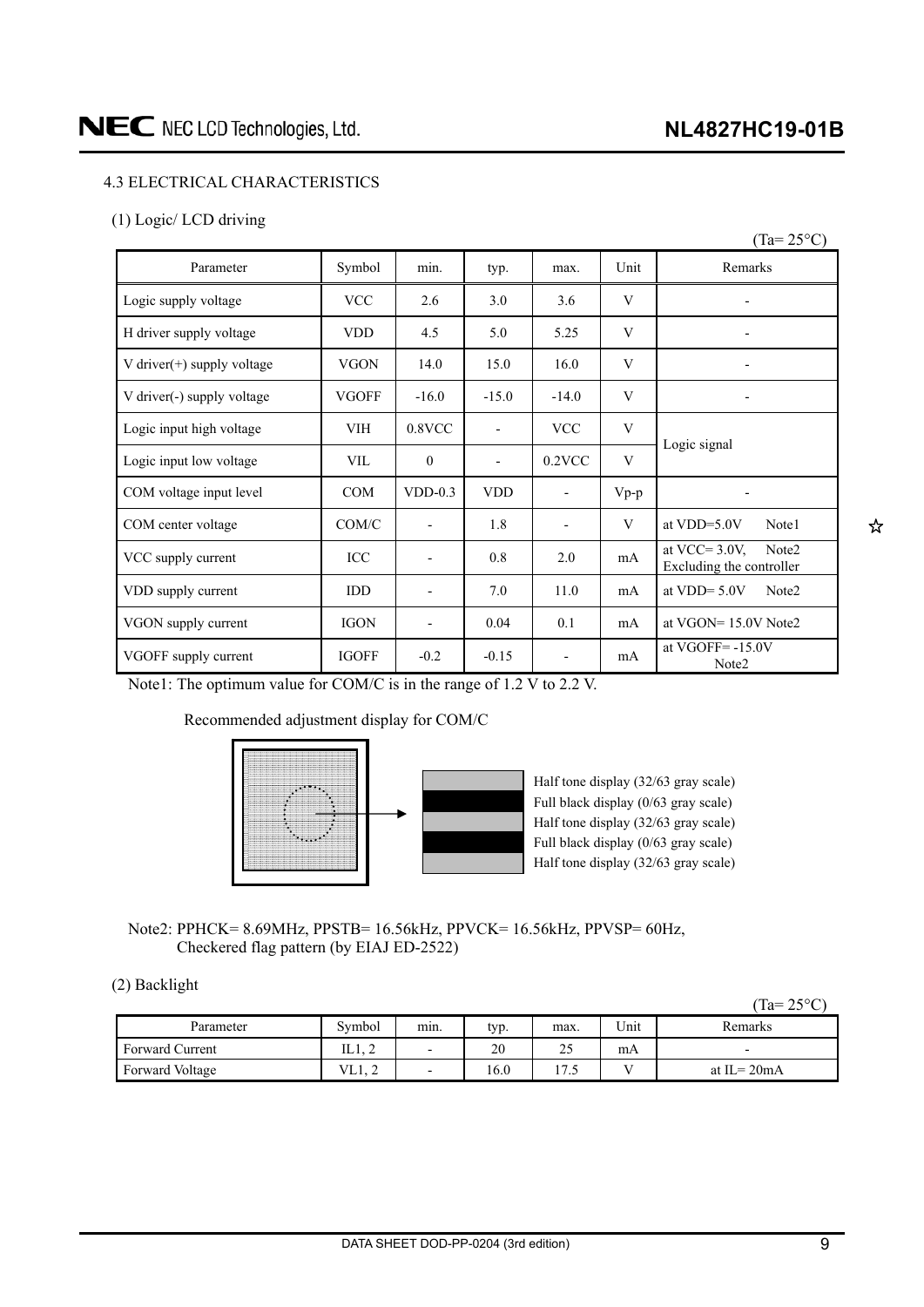### 4.3 ELECTRICAL CHARACTERISTICS

(1) Logic/ LCD driving

(Ta= 25°C)

| Parameter | Symbol | min. | typ. | max. | Unit | Remarks |
|---|---|---|---|---|---|---|
| Logic supply voltage | VCC | 2.6 | 3.0 | 3.6 | V | - |
| H driver supply voltage | VDD | 4.5 | 5.0 | 5.25 | V | - |
| V driver(+) supply voltage | VGON | 14.0 | 15.0 | 16.0 | V | - |
| V driver(-) supply voltage | VGOFF | -16.0 | -15.0 | -14.0 | V | - |
| Logic input high voltage | VIH | 0.8VCC | - | VCC | V | Logic signal |
| Logic input low voltage | VIL | 0 | - | 0.2VCC | V | |
| COM voltage input level | COM | VDD-0.3 | VDD | - | Vp-p | - |
| COM center voltage | COM/C | - | 1.8 | - | V | at VDD=5.0V Note1 |
| VCC supply current | ICC | - | 0.8 | 2.0 | mA | at VCC= 3.0V, Note2 Excluding the controller |
| VDD supply current | IDD | - | 7.0 | 11.0 | mA | at VDD= 5.0V Note2 |
| VGON supply current | IGON | - | 0.04 | 0.1 | mA | at VGON= 15.0V Note2 |
| VGOFF supply current | IGOFF | -0.2 | -0.15 | - | mA | at VGOFF= -15.0V Note2 |

Note1: The optimum value for COM/C is in the range of 1.2 V to 2.2 V.

Recommended adjustment display for COM/C

Half tone display (32/63 gray scale)
Full black display (0/63 gray scale)
Half tone display (32/63 gray scale)
Full black display (0/63 gray scale)
Half tone display (32/63 gray scale)

Note2: PPHCK= 8.69MHz, PPSTB= 16.56kHz, PPVCK= 16.56kHz, PPVSP= 60Hz,
Checkered flag pattern (by EIAJ ED-2522)

(2) Backlight

(Ta= 25°C)

| Parameter | Symbol | min. | typ. | max. | Unit | Remarks |
|---|---|---|---|---|---|---|
| Forward Current | IL1, 2 | - | 20 | 25 | mA | - |
| Forward Voltage | VL1, 2 | - | 16.0 | 17.5 | V | at IL= 20mA |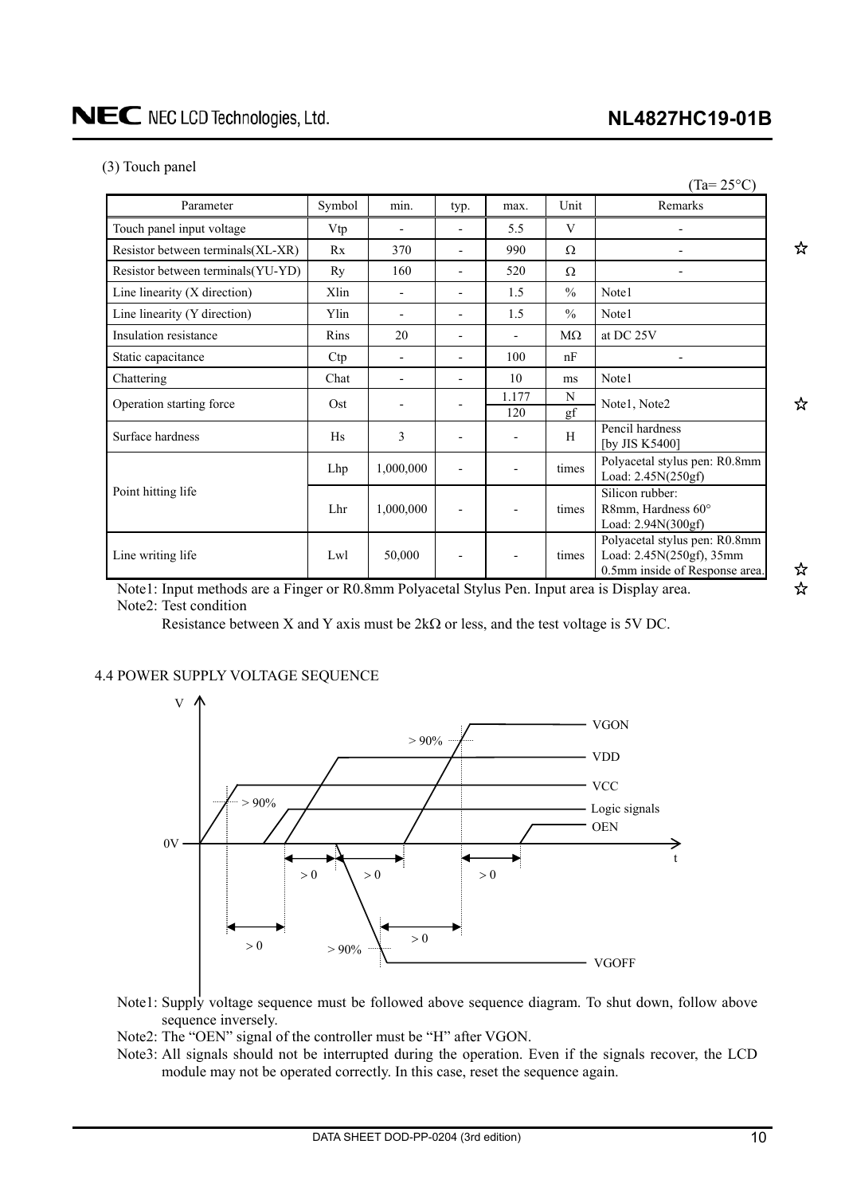(3) Touch panel

(Ta= 25°C)

| Parameter | Symbol | min. | typ. | max. | Unit | Remarks |
|---|---|---|---|---|---|---|
| Touch panel input voltage | Vtp | - | - | 5.5 | V | - |
| Resistor between terminals(XL-XR) | Rx | 370 | - | 990 | Ω | - |
| Resistor between terminals(YU-YD) | Ry | 160 | - | 520 | Ω | - |
| Line linearity (X direction) | Xlin | - | - | 1.5 | % | Note1 |
| Line linearity (Y direction) | Ylin | - | - | 1.5 | % | Note1 |
| Insulation resistance | Rins | 20 | - | - | MΩ | at DC 25V |
| Static capacitance | Ctp | - | - | 100 | nF | - |
| Chattering | Chat | - | - | 10 | ms | Note1 |
| Operation starting force | Ost | - | - | 1.177 | N | Note1, Note2 |
| | | | | 120 | gf | |
| Surface hardness | Hs | 3 | - | - | H | Pencil hardness [by JIS K5400] |
| Point hitting life | Lhp | 1,000,000 | - | - | times | Polyacetal stylus pen: R0.8mm Load: 2.45N(250gf) |
| | Lhr | 1,000,000 | - | - | times | Silicon rubber: R8mm, Hardness 60° Load: 2.94N(300gf) |
| Line writing life | Lwl | 50,000 | - | - | times | Polyacetal stylus pen: R0.8mm Load: 2.45N(250gf), 35mm 0.5mm inside of Response area. |

Note1: Input methods are a Finger or R0.8mm Polyacetal Stylus Pen. Input area is Display area.

Note2: Test condition

Resistance between X and Y axis must be 2kΩ or less, and the test voltage is 5V DC.

4.4 POWER SUPPLY VOLTAGE SEQUENCE

Note1: Supply voltage sequence must be followed above sequence diagram. To shut down, follow above sequence inversely.

Note2: The "OEN" signal of the controller must be "H" after VGON.

Note3: All signals should not be interrupted during the operation. Even if the signals recover, the LCD module may not be operated correctly. In this case, reset the sequence again.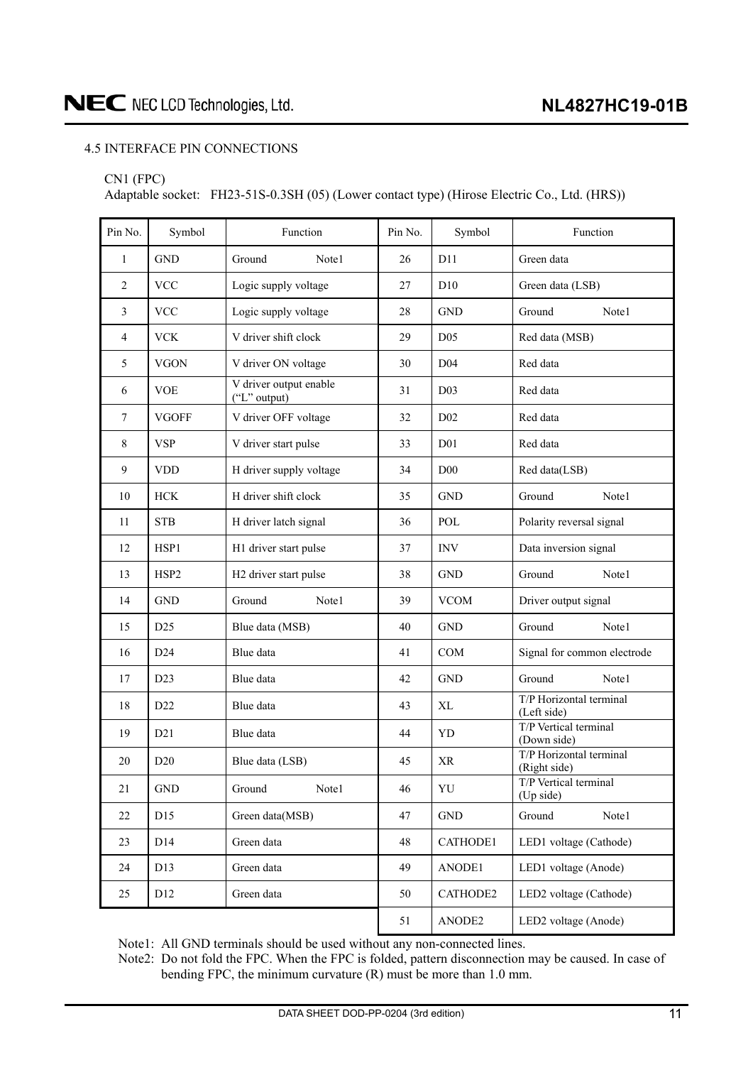### 4.5 INTERFACE PIN CONNECTIONS

CN1 (FPC)

Adaptable socket: FH23-51S-0.3SH (05) (Lower contact type) (Hirose Electric Co., Ltd. (HRS))

| Pin No. | Symbol | Function | Pin No. | Symbol | Function |
|---|---|---|---|---|---|
| 1 | GND | Ground Note1 | 26 | D11 | Green data |
| 2 | VCC | Logic supply voltage | 27 | D10 | Green data (LSB) |
| 3 | VCC | Logic supply voltage | 28 | GND | Ground Note1 |
| 4 | VCK | V driver shift clock | 29 | D05 | Red data (MSB) |
| 5 | VGON | V driver ON voltage | 30 | D04 | Red data |
| 6 | VOE | V driver output enable ("L" output) | 31 | D03 | Red data |
| 7 | VGOFF | V driver OFF voltage | 32 | D02 | Red data |
| 8 | VSP | V driver start pulse | 33 | D01 | Red data |
| 9 | VDD | H driver supply voltage | 34 | D00 | Red data(LSB) |
| 10 | HCK | H driver shift clock | 35 | GND | Ground Note1 |
| 11 | STB | H driver latch signal | 36 | POL | Polarity reversal signal |
| 12 | HSP1 | H1 driver start pulse | 37 | INV | Data inversion signal |
| 13 | HSP2 | H2 driver start pulse | 38 | GND | Ground Note1 |
| 14 | GND | Ground Note1 | 39 | VCOM | Driver output signal |
| 15 | D25 | Blue data (MSB) | 40 | GND | Ground Note1 |
| 16 | D24 | Blue data | 41 | COM | Signal for common electrode |
| 17 | D23 | Blue data | 42 | GND | Ground Note1 |
| 18 | D22 | Blue data | 43 | XL | T/P Horizontal terminal (Left side) |
| 19 | D21 | Blue data | 44 | YD | T/P Vertical terminal (Down side) |
| 20 | D20 | Blue data (LSB) | 45 | XR | T/P Horizontal terminal (Right side) |
| 21 | GND | Ground Note1 | 46 | YU | T/P Vertical terminal (Up side) |
| 22 | D15 | Green data(MSB) | 47 | GND | Ground Note1 |
| 23 | D14 | Green data | 48 | CATHODE1 | LED1 voltage (Cathode) |
| 24 | D13 | Green data | 49 | ANODE1 | LED1 voltage (Anode) |
| 25 | D12 | Green data | 50 | CATHODE2 | LED2 voltage (Cathode) |
| | | | 51 | ANODE2 | LED2 voltage (Anode) |

Note1: All GND terminals should be used without any non-connected lines.

Note2: Do not fold the FPC. When the FPC is folded, pattern disconnection may be caused. In case of bending FPC, the minimum curvature (R) must be more than 1.0 mm.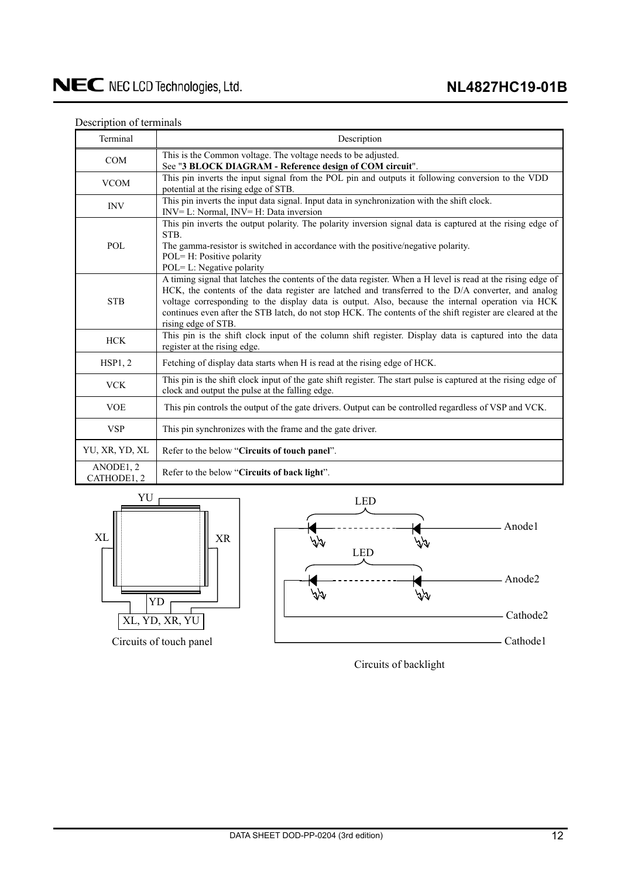Description of terminals

| Terminal | Description |
|---|---|
| COM | This is the Common voltage. The voltage needs to be adjusted.<br>See "**3 BLOCK DIAGRAM - Reference design of COM circuit**". |
| VCOM | This pin inverts the input signal from the POL pin and outputs it following conversion to the VDD potential at the rising edge of STB. |
| INV | This pin inverts the input data signal. Input data in synchronization with the shift clock.<br>INV= L: Normal, INV= H: Data inversion |
| POL | This pin inverts the output polarity. The polarity inversion signal data is captured at the rising edge of STB.<br>The gamma-resistor is switched in accordance with the positive/negative polarity.<br>POL= H: Positive polarity<br>POL= L: Negative polarity |
| STB | A timing signal that latches the contents of the data register. When a H level is read at the rising edge of HCK, the contents of the data register are latched and transferred to the D/A converter, and analog voltage corresponding to the display data is output. Also, because the internal operation via HCK continues even after the STB latch, do not stop HCK. The contents of the shift register are cleared at the rising edge of STB. |
| HCK | This pin is the shift clock input of the column shift register. Display data is captured into the data register at the rising edge. |
| HSP1, 2 | Fetching of display data starts when H is read at the rising edge of HCK. |
| VCK | This pin is the shift clock input of the gate shift register. The start pulse is captured at the rising edge of clock and output the pulse at the falling edge. |
| VOE | This pin controls the output of the gate drivers. Output can be controlled regardless of VSP and VCK. |
| VSP | This pin synchronizes with the frame and the gate driver. |
| YU, XR, YD, XL | Refer to the below "**Circuits of touch panel**". |
| ANODE1, 2<br>CATHODE1, 2 | Refer to the below "**Circuits of back light**". |

YU

XL XR

YD

XL, YD, XR, YU

Circuits of touch panel

LED

Anode1

LED

Anode2

Cathode2

Cathode1

Circuits of backlight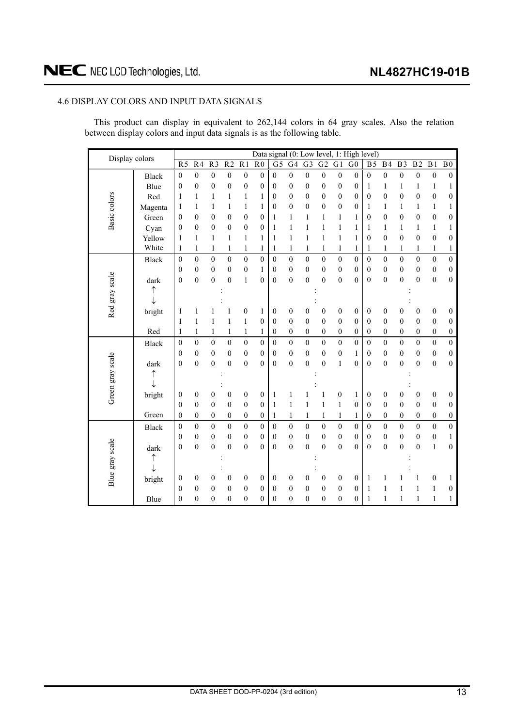## 4.6 DISPLAY COLORS AND INPUT DATA SIGNALS

This product can display in equivalent to 262,144 colors in 64 gray scales. Also the relation between display colors and input data signals is as the following table.

| Display colors | | Data signal (0: Low level, 1: High level) | | | | | | | | | | | | | | | | | |
|---|---|---|---|---|---|---|---|---|---|---|---|---|---|---|---|---|---|---|---|
| | | R5 | R4 | R3 | R2 | R1 | R0 | G5 | G4 | G3 | G2 | G1 | G0 | B5 | B4 | B3 | B2 | B1 | B0 |
| Basic colors | Black | 0 | 0 | 0 | 0 | 0 | 0 | 0 | 0 | 0 | 0 | 0 | 0 | 0 | 0 | 0 | 0 | 0 | 0 |
| | Blue | 0 | 0 | 0 | 0 | 0 | 0 | 0 | 0 | 0 | 0 | 0 | 0 | 1 | 1 | 1 | 1 | 1 | 1 |
| | Red | 1 | 1 | 1 | 1 | 1 | 1 | 0 | 0 | 0 | 0 | 0 | 0 | 0 | 0 | 0 | 0 | 0 | 0 |
| | Magenta | 1 | 1 | 1 | 1 | 1 | 1 | 0 | 0 | 0 | 0 | 0 | 0 | 1 | 1 | 1 | 1 | 1 | 1 |
| | Green | 0 | 0 | 0 | 0 | 0 | 0 | 1 | 1 | 1 | 1 | 1 | 1 | 0 | 0 | 0 | 0 | 0 | 0 |
| | Cyan | 0 | 0 | 0 | 0 | 0 | 0 | 1 | 1 | 1 | 1 | 1 | 1 | 1 | 1 | 1 | 1 | 1 | 1 |
| | Yellow | 1 | 1 | 1 | 1 | 1 | 1 | 1 | 1 | 1 | 1 | 1 | 1 | 0 | 0 | 0 | 0 | 0 | 0 |
| | White | 1 | 1 | 1 | 1 | 1 | 1 | 1 | 1 | 1 | 1 | 1 | 1 | 1 | 1 | 1 | 1 | 1 | 1 |
| Red gray scale | Black | 0 | 0 | 0 | 0 | 0 | 0 | 0 | 0 | 0 | 0 | 0 | 0 | 0 | 0 | 0 | 0 | 0 | 0 |
| | | 0 | 0 | 0 | 0 | 0 | 1 | 0 | 0 | 0 | 0 | 0 | 0 | 0 | 0 | 0 | 0 | 0 | 0 |
| | dark | 0 | 0 | 0 | 0 | 1 | 0 | 0 | 0 | 0 | 0 | 0 | 0 | 0 | 0 | 0 | 0 | 0 | 0 |
| | ↑ | | | : | | | | | | : | | | | | | : | | | |
| | ↓ | | | : | | | | | | : | | | | | | : | | | |
| | bright | 1 | 1 | 1 | 1 | 0 | 1 | 0 | 0 | 0 | 0 | 0 | 0 | 0 | 0 | 0 | 0 | 0 | 0 |
| | | 1 | 1 | 1 | 1 | 1 | 0 | 0 | 0 | 0 | 0 | 0 | 0 | 0 | 0 | 0 | 0 | 0 | 0 |
| | Red | 1 | 1 | 1 | 1 | 1 | 1 | 0 | 0 | 0 | 0 | 0 | 0 | 0 | 0 | 0 | 0 | 0 | 0 |
| Green gray scale | Black | 0 | 0 | 0 | 0 | 0 | 0 | 0 | 0 | 0 | 0 | 0 | 0 | 0 | 0 | 0 | 0 | 0 | 0 |
| | | 0 | 0 | 0 | 0 | 0 | 0 | 0 | 0 | 0 | 0 | 0 | 1 | 0 | 0 | 0 | 0 | 0 | 0 |
| | dark | 0 | 0 | 0 | 0 | 0 | 0 | 0 | 0 | 0 | 0 | 1 | 0 | 0 | 0 | 0 | 0 | 0 | 0 |
| | ↑ | | | : | | | | | | : | | | | | | : | | | |
| | ↓ | | | : | | | | | | : | | | | | | : | | | |
| | bright | 0 | 0 | 0 | 0 | 0 | 0 | 1 | 1 | 1 | 1 | 0 | 1 | 0 | 0 | 0 | 0 | 0 | 0 |
| | | 0 | 0 | 0 | 0 | 0 | 0 | 1 | 1 | 1 | 1 | 1 | 0 | 0 | 0 | 0 | 0 | 0 | 0 |
| | Green | 0 | 0 | 0 | 0 | 0 | 0 | 1 | 1 | 1 | 1 | 1 | 1 | 0 | 0 | 0 | 0 | 0 | 0 |
| Blue gray scale | Black | 0 | 0 | 0 | 0 | 0 | 0 | 0 | 0 | 0 | 0 | 0 | 0 | 0 | 0 | 0 | 0 | 0 | 0 |
| | | 0 | 0 | 0 | 0 | 0 | 0 | 0 | 0 | 0 | 0 | 0 | 0 | 0 | 0 | 0 | 0 | 0 | 1 |
| | dark | 0 | 0 | 0 | 0 | 0 | 0 | 0 | 0 | 0 | 0 | 0 | 0 | 0 | 0 | 0 | 0 | 1 | 0 |
| | ↑ | | | : | | | | | | : | | | | | | : | | | |
| | ↓ | | | : | | | | | | : | | | | | | : | | | |
| | bright | 0 | 0 | 0 | 0 | 0 | 0 | 0 | 0 | 0 | 0 | 0 | 0 | 1 | 1 | 1 | 1 | 0 | 1 |
| | | 0 | 0 | 0 | 0 | 0 | 0 | 0 | 0 | 0 | 0 | 0 | 0 | 1 | 1 | 1 | 1 | 1 | 0 |
| | Blue | 0 | 0 | 0 | 0 | 0 | 0 | 0 | 0 | 0 | 0 | 0 | 0 | 1 | 1 | 1 | 1 | 1 | 1 |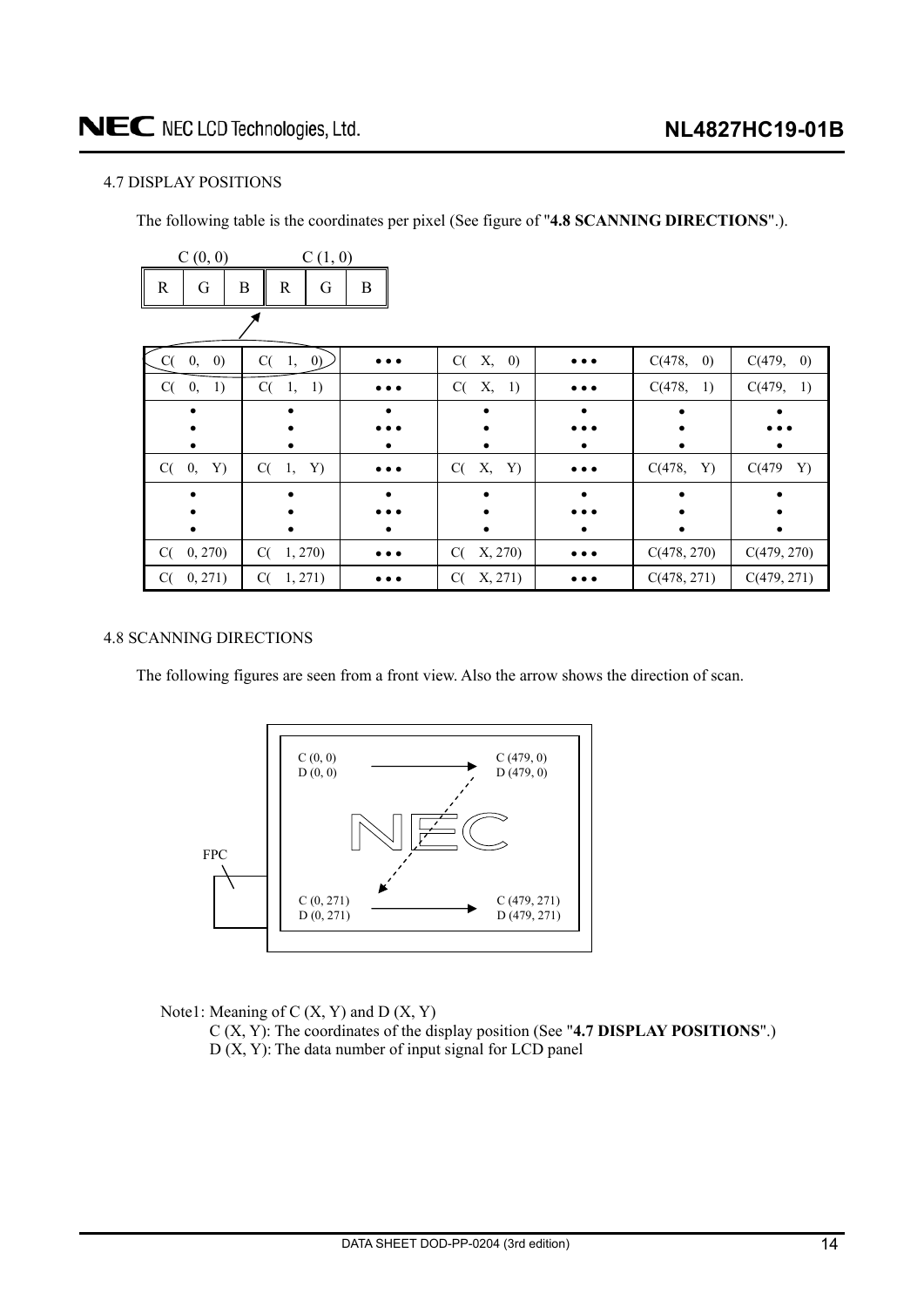### 4.7 DISPLAY POSITIONS

The following table is the coordinates per pixel (See figure of "**4.8 SCANNING DIRECTIONS**".).

| C (0, 0) | | | C (1, 0) | | |
|---|---|---|---|---|---|
| R | G | B | R | G | B |

| | | | | | | |
|---|---|---|---|---|---|---|
| C( 0, 0) | C( 1, 0) | • • • | C( X, 0) | • • • | C(478, 0) | C(479, 0) |
| C( 0, 1) | C( 1, 1) | • • • | C( X, 1) | • • • | C(478, 1) | C(479, 1) |
| • | • | • | • | • | • | • |
| C( 0, Y) | C( 1, Y) | • • • | C( X, Y) | • • • | C(478, Y) | C(479 Y) |
| • | • | • | • | • | • | • |
| C( 0, 270) | C( 1, 270) | • • • | C( X, 270) | • • • | C(478, 270) | C(479, 270) |
| C( 0, 271) | C( 1, 271) | • • • | C( X, 271) | • • • | C(478, 271) | C(479, 271) |

### 4.8 SCANNING DIRECTIONS

The following figures are seen from a front view. Also the arrow shows the direction of scan.

FPC

C (0, 0)
D (0, 0)

C (479, 0)
D (479, 0)

NEC

C (0, 271)
D (0, 271)

C (479, 271)
D (479, 271)

Note1: Meaning of C (X, Y) and D (X, Y)

C (X, Y): The coordinates of the display position (See "**4.7 DISPLAY POSITIONS**".)

D (X, Y): The data number of input signal for LCD panel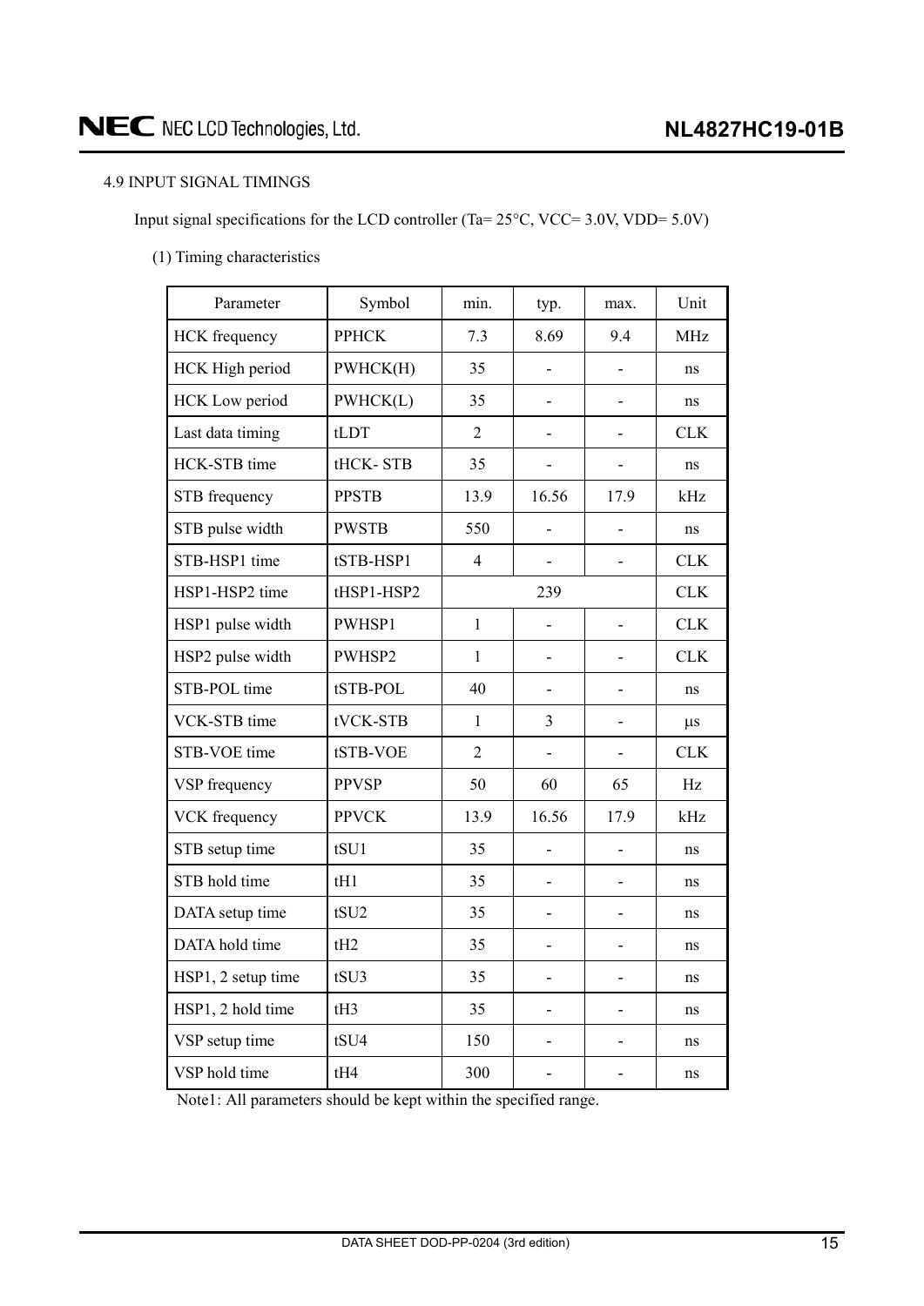### 4.9 INPUT SIGNAL TIMINGS

Input signal specifications for the LCD controller (Ta= 25°C, VCC= 3.0V, VDD= 5.0V)

(1) Timing characteristics

| Parameter | Symbol | min. | typ. | max. | Unit |
|---|---|---|---|---|---|
| HCK frequency | PPHCK | 7.3 | 8.69 | 9.4 | MHz |
| HCK High period | PWHCK(H) | 35 | - | - | ns |
| HCK Low period | PWHCK(L) | 35 | - | - | ns |
| Last data timing | tLDT | 2 | - | - | CLK |
| HCK-STB time | tHCK- STB | 35 | - | - | ns |
| STB frequency | PPSTB | 13.9 | 16.56 | 17.9 | kHz |
| STB pulse width | PWSTB | 550 | - | - | ns |
| STB-HSP1 time | tSTB-HSP1 | 4 | - | - | CLK |
| HSP1-HSP2 time | tHSP1-HSP2 | | 239 | | CLK |
| HSP1 pulse width | PWHSP1 | 1 | - | - | CLK |
| HSP2 pulse width | PWHSP2 | 1 | - | - | CLK |
| STB-POL time | tSTB-POL | 40 | - | - | ns |
| VCK-STB time | tVCK-STB | 1 | 3 | - | μs |
| STB-VOE time | tSTB-VOE | 2 | - | - | CLK |
| VSP frequency | PPVSP | 50 | 60 | 65 | Hz |
| VCK frequency | PPVCK | 13.9 | 16.56 | 17.9 | kHz |
| STB setup time | tSU1 | 35 | - | - | ns |
| STB hold time | tH1 | 35 | - | - | ns |
| DATA setup time | tSU2 | 35 | - | - | ns |
| DATA hold time | tH2 | 35 | - | - | ns |
| HSP1, 2 setup time | tSU3 | 35 | - | - | ns |
| HSP1, 2 hold time | tH3 | 35 | - | - | ns |
| VSP setup time | tSU4 | 150 | - | - | ns |
| VSP hold time | tH4 | 300 | - | - | ns |

Note1: All parameters should be kept within the specified range.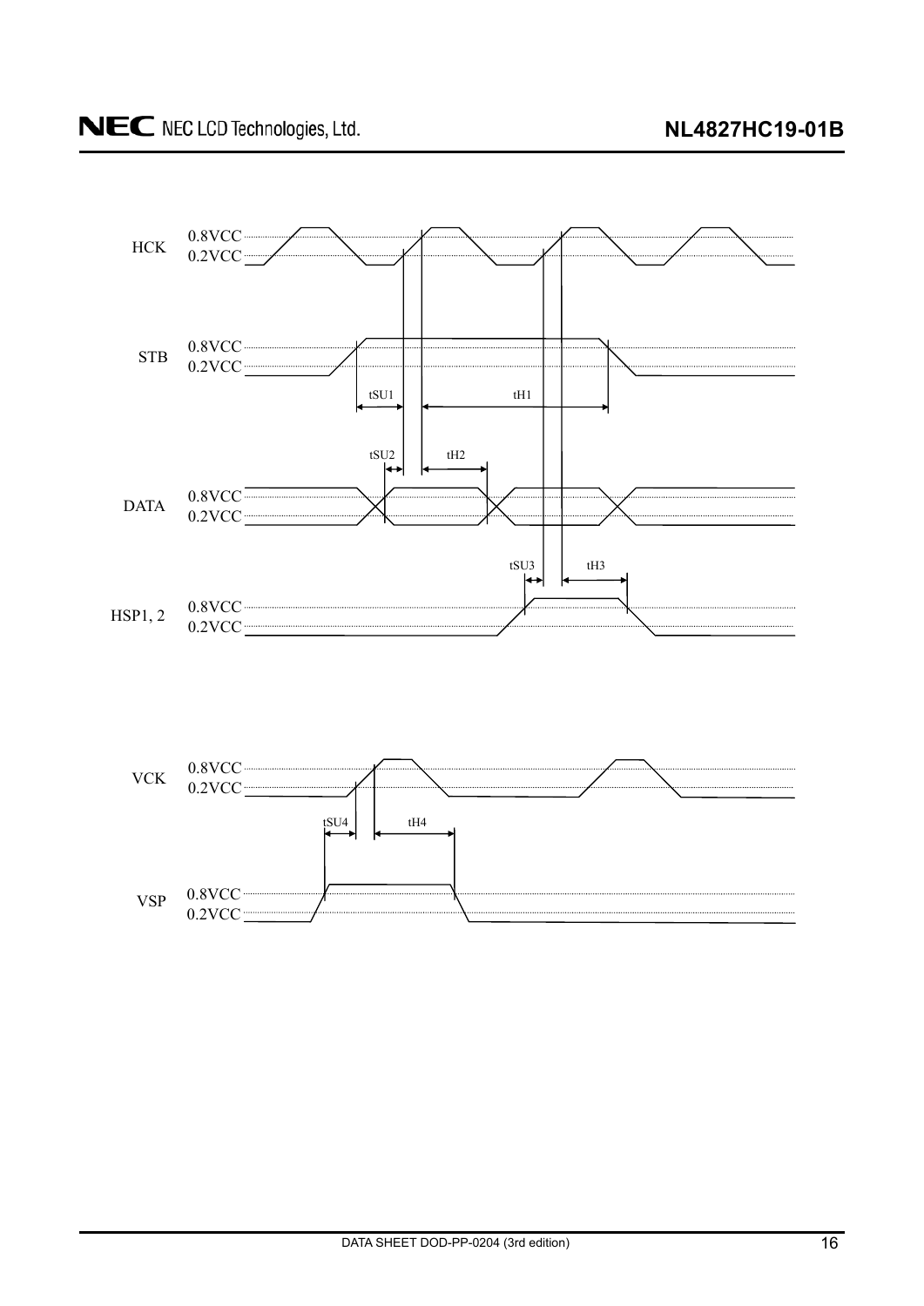HCK 0.8VCC 0.2VCC

STB 0.8VCC 0.2VCC

tSU1 tH1

tSU2 tH2

DATA 0.8VCC 0.2VCC

tSU3 tH3

HSP1, 2 0.8VCC 0.2VCC

VCK 0.8VCC 0.2VCC

tSU4 tH4

VSP 0.8VCC 0.2VCC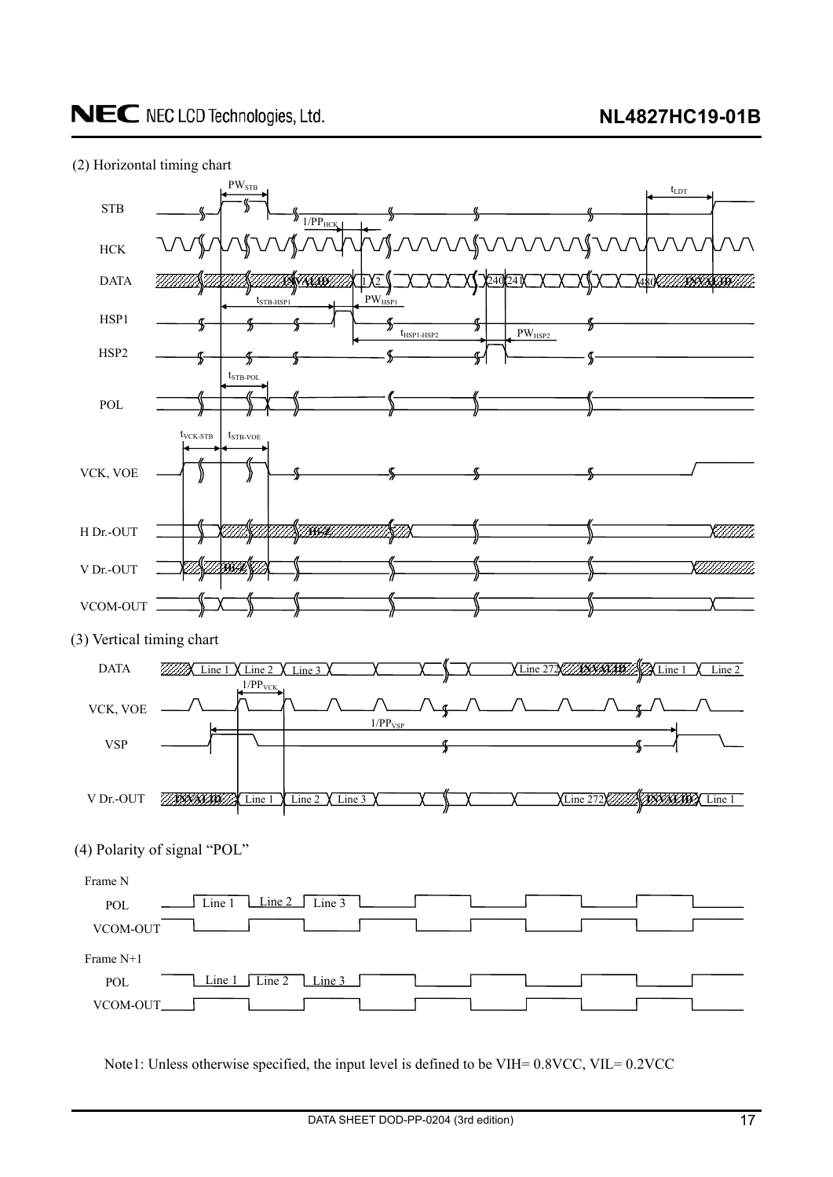(2) Horizontal timing chart

STB

HCK

DATA

HSP1

HSP2

POL

VCK, VOE

H Dr.-OUT

V Dr.-OUT

VCOM-OUT

$PW_{STB}$ $t_{LDT}$ $1/PP_{HCK}$ INVALID 1 2 240 241 480 INVALID $t_{STB-HSP1}$ $PW_{HSP1}$ $t_{HSP1-HSP2}$ $PW_{HSP2}$ $t_{STB-POL}$ $t_{VCK-STB}$ $t_{STB-VOE}$ HI-Z HI-Z

(3) Vertical timing chart

DATA: Line 1, Line 2, Line 3, Line 272, INVALID, Line 1, Line 2

VCK, VOE: $1/PP_{VCK}$

VSP: $1/PP_{VSP}$

V Dr.-OUT: INVALID, Line 1, Line 2, Line 3, Line 272, INVALID, Line 1

(4) Polarity of signal "POL"

Frame N

POL: Line 1, Line 2, Line 3

VCOM-OUT

Frame N+1

POL: Line 1, Line 2, Line 3

VCOM-OUT

Note1: Unless otherwise specified, the input level is defined to be VIH= 0.8VCC, VIL= 0.2VCC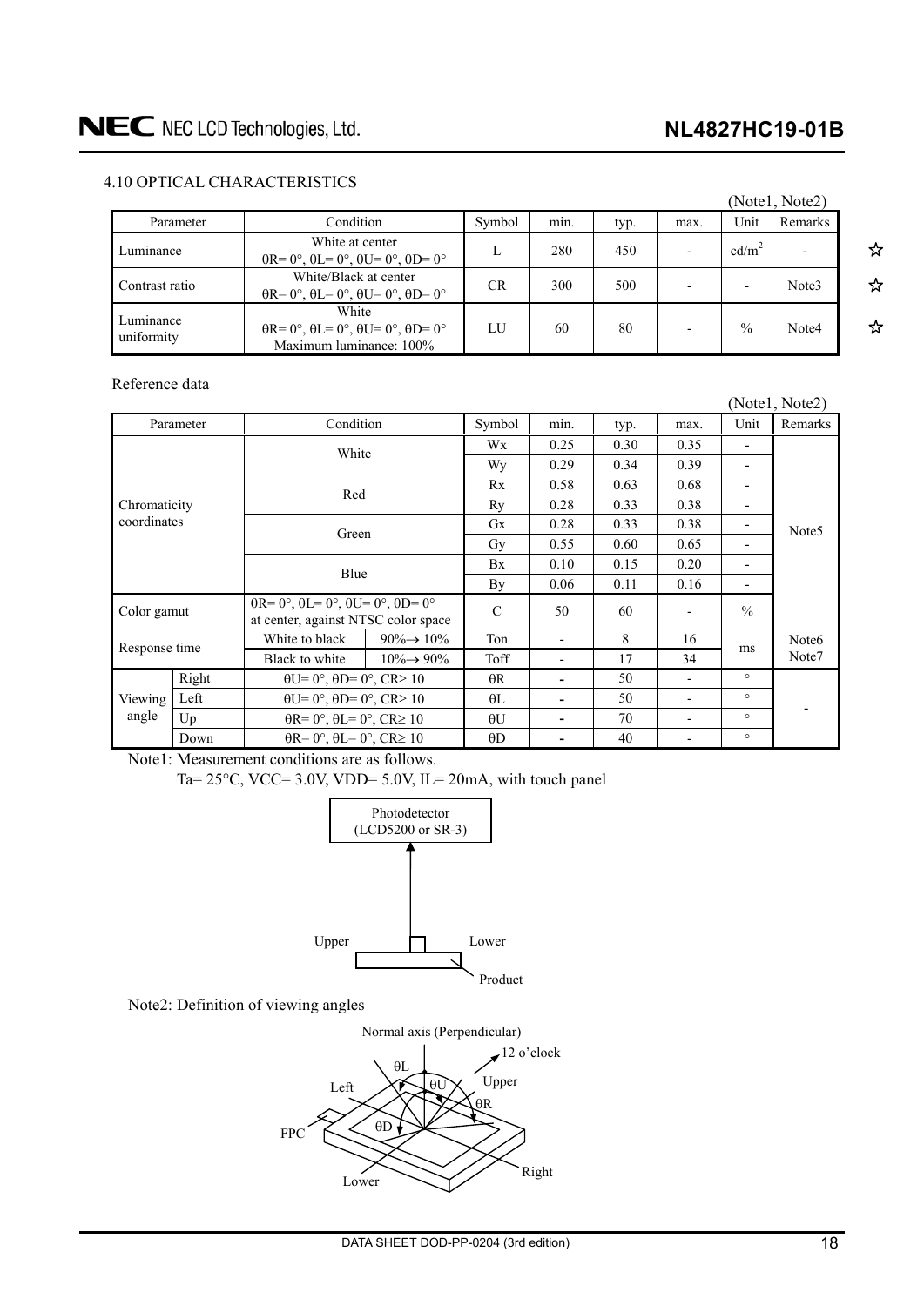### 4.10 OPTICAL CHARACTERISTICS

(Note1, Note2)

| Parameter | Condition | Symbol | min. | typ. | max. | Unit | Remarks |
|---|---|---|---|---|---|---|---|
| Luminance | White at center θR= 0°, θL= 0°, θU= 0°, θD= 0° | L | 280 | 450 | - | cd/$m^2$ | - |
| Contrast ratio | White/Black at center θR= 0°, θL= 0°, θU= 0°, θD= 0° | CR | 300 | 500 | - | - | Note3 |
| Luminance uniformity | White θR= 0°, θL= 0°, θU= 0°, θD= 0° Maximum luminance: 100% | LU | 60 | 80 | - | % | Note4 |

Reference data

(Note1, Note2)

| Parameter | | Condition | | Symbol | min. | typ. | max. | Unit | Remarks |
|---|---|---|---|---|---|---|---|---|---|
| Chromaticity coordinates | | White | | Wx | 0.25 | 0.30 | 0.35 | - | Note5 |
| | | | | Wy | 0.29 | 0.34 | 0.39 | - | |
| | | Red | | Rx | 0.58 | 0.63 | 0.68 | - | |
| | | | | Ry | 0.28 | 0.33 | 0.38 | - | |
| | | Green | | Gx | 0.28 | 0.33 | 0.38 | - | |
| | | | | Gy | 0.55 | 0.60 | 0.65 | - | |
| | | Blue | | Bx | 0.10 | 0.15 | 0.20 | - | |
| | | | | By | 0.06 | 0.11 | 0.16 | - | |
| Color gamut | | θR= 0°, θL= 0°, θU= 0°, θD= 0° at center, against NTSC color space | | C | 50 | 60 | - | % | |
| Response time | | White to black | 90%→ 10% | Ton | - | 8 | 16 | ms | Note6 Note7 |
| | | Black to white | 10%→ 90% | Toff | - | 17 | 34 | | |
| Viewing angle | Right | θU= 0°, θD= 0°, CR≥ 10 | | θR | - | 50 | - | ° | - |
| | Left | θU= 0°, θD= 0°, CR≥ 10 | | θL | - | 50 | - | ° | |
| | Up | θR= 0°, θL= 0°, CR≥ 10 | | θU | - | 70 | - | ° | |
| | Down | θR= 0°, θL= 0°, CR≥ 10 | | θD | - | 40 | - | ° | |

Note1: Measurement conditions are as follows.

Ta= 25°C, VCC= 3.0V, VDD= 5.0V, IL= 20mA, with touch panel

Photodetector (LCD5200 or SR-3)

Upper Lower

Product

Note2: Definition of viewing angles

Normal axis (Perpendicular)

12 o'clock

θL θU Upper θR Left θD FPC Lower Right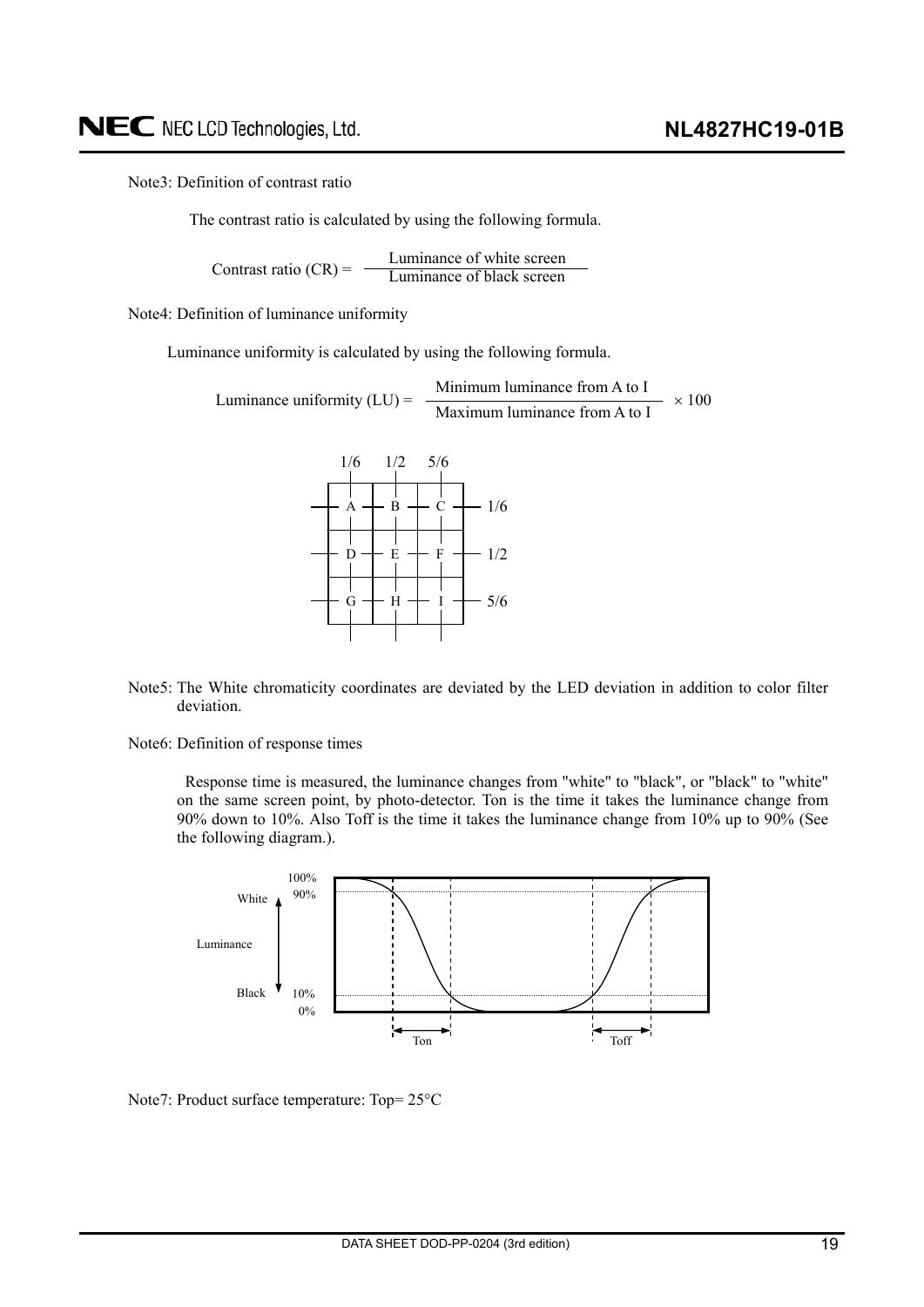Note3: Definition of contrast ratio

The contrast ratio is calculated by using the following formula.

$$\text{Contrast ratio (CR)} = \frac{\text{Luminance of white screen}}{\text{Luminance of black screen}}$$

Note4: Definition of luminance uniformity

Luminance uniformity is calculated by using the following formula.

$$\text{Luminance uniformity (LU)} = \frac{\text{Minimum luminance from A to I}}{\text{Maximum luminance from A to I}} \times 100$$

| | 1/6 | 1/2 | 5/6 |
|---|---|---|---|
| 1/6 | A | B | C |
| 1/2 | D | E | F |
| 5/6 | G | H | I |

Note5: The White chromaticity coordinates are deviated by the LED deviation in addition to color filter deviation.

Note6: Definition of response times

Response time is measured, the luminance changes from "white" to "black", or "black" to "white" on the same screen point, by photo-detector. Ton is the time it takes the luminance change from 90% down to 10%. Also Toff is the time it takes the luminance change from 10% up to 90% (See the following diagram.).

White 100% 90% — Luminance — Black 10% 0%

Ton Toff

Note7: Product surface temperature: Top= 25°C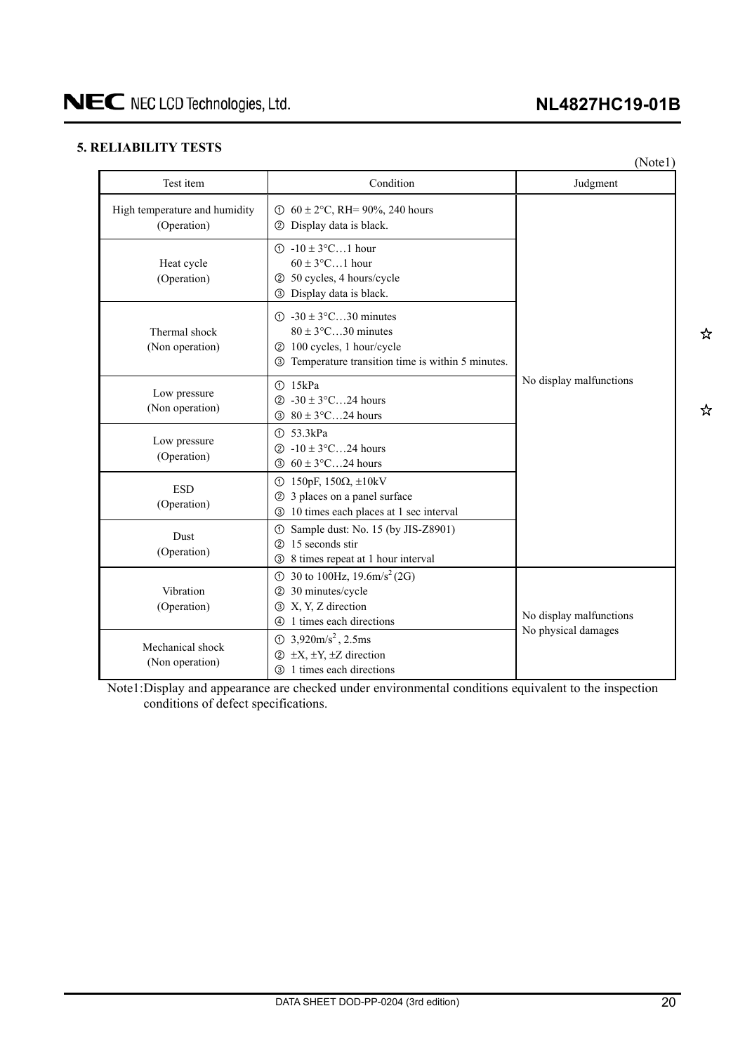## 5. RELIABILITY TESTS

(Note1)

| Test item | Condition | Judgment |
|---|---|---|
| High temperature and humidity (Operation) | ① $60 \pm 2$°C, RH= 90%, 240 hours<br>② Display data is black. | No display malfunctions |
| Heat cycle (Operation) | ① $-10 \pm 3$°C…1 hour<br>$60 \pm 3$°C…1 hour<br>② 50 cycles, 4 hours/cycle<br>③ Display data is black. | |
| Thermal shock (Non operation) | ① $-30 \pm 3$°C…30 minutes<br>$80 \pm 3$°C…30 minutes<br>② 100 cycles, 1 hour/cycle<br>③ Temperature transition time is within 5 minutes. | |
| Low pressure (Non operation) | ① 15kPa<br>② $-30 \pm 3$°C…24 hours<br>③ $80 \pm 3$°C…24 hours | |
| Low pressure (Operation) | ① 53.3kPa<br>② $-10 \pm 3$°C…24 hours<br>③ $60 \pm 3$°C…24 hours | |
| ESD (Operation) | ① 150pF, 150Ω, ±10kV<br>② 3 places on a panel surface<br>③ 10 times each places at 1 sec interval | |
| Dust (Operation) | ① Sample dust: No. 15 (by JIS-Z8901)<br>② 15 seconds stir<br>③ 8 times repeat at 1 hour interval | |
| Vibration (Operation) | ① 30 to 100Hz, $19.6m/s^2$ (2G)<br>② 30 minutes/cycle<br>③ X, Y, Z direction<br>④ 1 times each directions | No display malfunctions<br>No physical damages |
| Mechanical shock (Non operation) | ① $3{,}920m/s^2$, 2.5ms<br>② ±X, ±Y, ±Z direction<br>③ 1 times each directions | |

Note1: Display and appearance are checked under environmental conditions equivalent to the inspection conditions of defect specifications.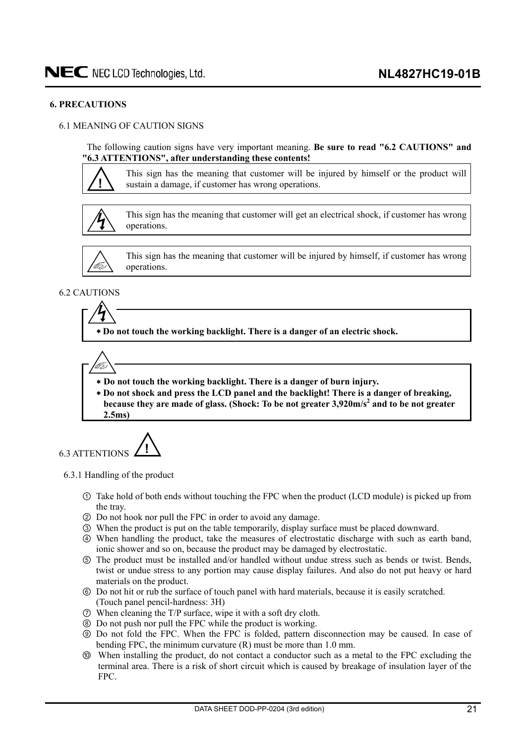## 6. PRECAUTIONS

### 6.1 MEANING OF CAUTION SIGNS

The following caution signs have very important meaning. **Be sure to read "6.2 CAUTIONS" and "6.3 ATTENTIONS", after understanding these contents!**

| Sign | Meaning |
|---|---|
| ! | This sign has the meaning that customer will be injured by himself or the product will sustain a damage, if customer has wrong operations. |
| (electric shock) | This sign has the meaning that customer will get an electrical shock, if customer has wrong operations. |
| (injury) | This sign has the meaning that customer will be injured by himself, if customer has wrong operations. |

### 6.2 CAUTIONS

(electric shock)

- **Do not touch the working backlight. There is a danger of an electric shock.**

(injury)

- **Do not touch the working backlight. There is a danger of burn injury.**
- **Do not shock and press the LCD panel and the backlight! There is a danger of breaking, because they are made of glass. (Shock: To be not greater 3,920m/s$^2$ and to be not greater 2.5ms)**

### 6.3 ATTENTIONS !

#### 6.3.1 Handling of the product

① Take hold of both ends without touching the FPC when the product (LCD module) is picked up from the tray.

② Do not hook nor pull the FPC in order to avoid any damage.

③ When the product is put on the table temporarily, display surface must be placed downward.

④ When handling the product, take the measures of electrostatic discharge with such as earth band, ionic shower and so on, because the product may be damaged by electrostatic.

⑤ The product must be installed and/or handled without undue stress such as bends or twist. Bends, twist or undue stress to any portion may cause display failures. And also do not put heavy or hard materials on the product.

⑥ Do not hit or rub the surface of touch panel with hard materials, because it is easily scratched. (Touch panel pencil-hardness: 3H)

⑦ When cleaning the T/P surface, wipe it with a soft dry cloth.

⑧ Do not push nor pull the FPC while the product is working.

⑨ Do not fold the FPC. When the FPC is folded, pattern disconnection may be caused. In case of bending FPC, the minimum curvature (R) must be more than 1.0 mm.

⑩ When installing the product, do not contact a conductor such as a metal to the FPC excluding the terminal area. There is a risk of short circuit which is caused by breakage of insulation layer of the FPC.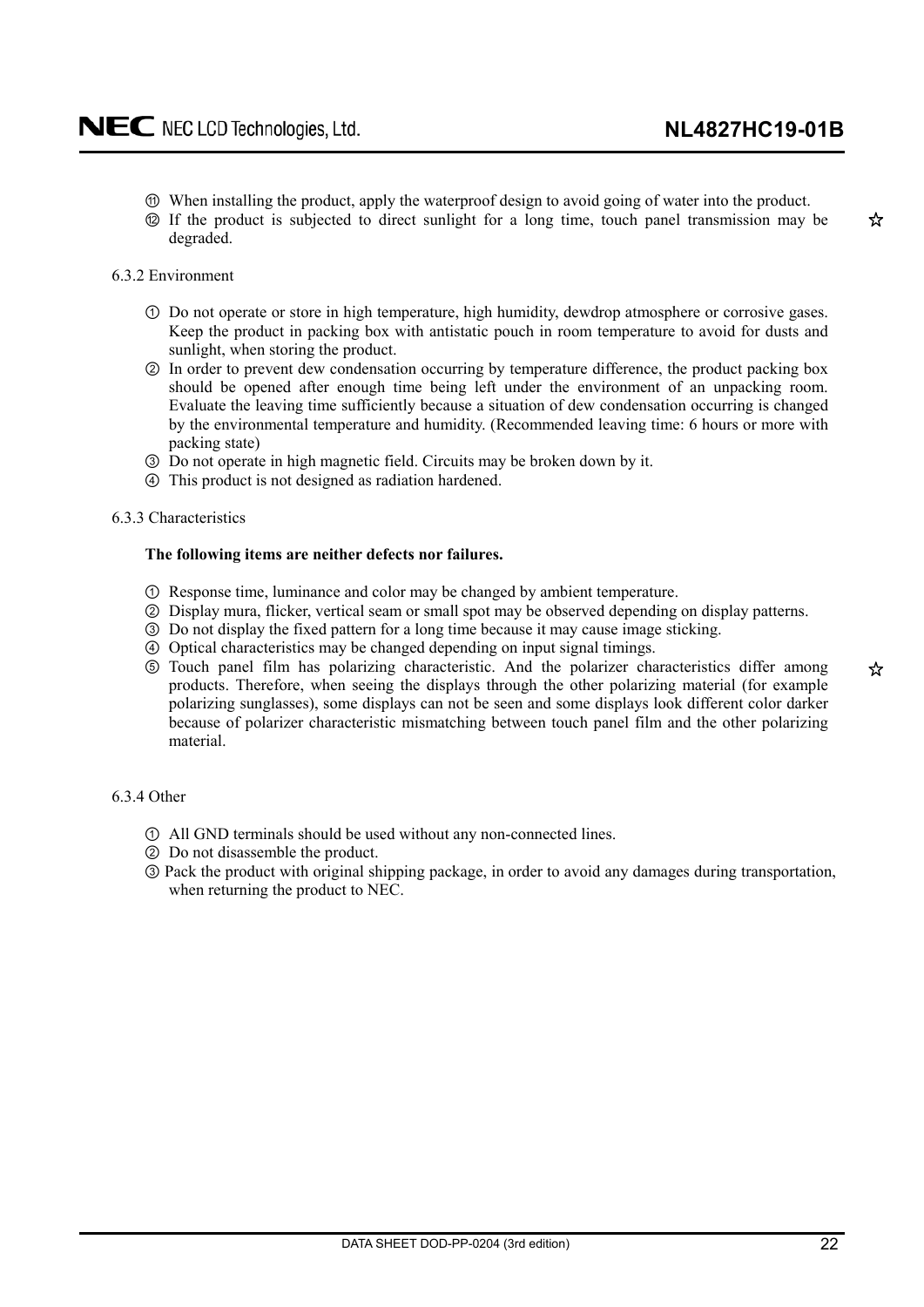⑪ When installing the product, apply the waterproof design to avoid going of water into the product.

⑫ If the product is subjected to direct sunlight for a long time, touch panel transmission may be degraded. ☆

6.3.2 Environment

① Do not operate or store in high temperature, high humidity, dewdrop atmosphere or corrosive gases. Keep the product in packing box with antistatic pouch in room temperature to avoid for dusts and sunlight, when storing the product.

② In order to prevent dew condensation occurring by temperature difference, the product packing box should be opened after enough time being left under the environment of an unpacking room. Evaluate the leaving time sufficiently because a situation of dew condensation occurring is changed by the environmental temperature and humidity. (Recommended leaving time: 6 hours or more with packing state)

③ Do not operate in high magnetic field. Circuits may be broken down by it.

④ This product is not designed as radiation hardened.

6.3.3 Characteristics

**The following items are neither defects nor failures.**

① Response time, luminance and color may be changed by ambient temperature.

② Display mura, flicker, vertical seam or small spot may be observed depending on display patterns.

③ Do not display the fixed pattern for a long time because it may cause image sticking.

④ Optical characteristics may be changed depending on input signal timings.

⑤ Touch panel film has polarizing characteristic. And the polarizer characteristics differ among products. Therefore, when seeing the displays through the other polarizing material (for example polarizing sunglasses), some displays can not be seen and some displays look different color darker because of polarizer characteristic mismatching between touch panel film and the other polarizing material. ☆

6.3.4 Other

① All GND terminals should be used without any non-connected lines.

② Do not disassemble the product.

③ Pack the product with original shipping package, in order to avoid any damages during transportation, when returning the product to NEC.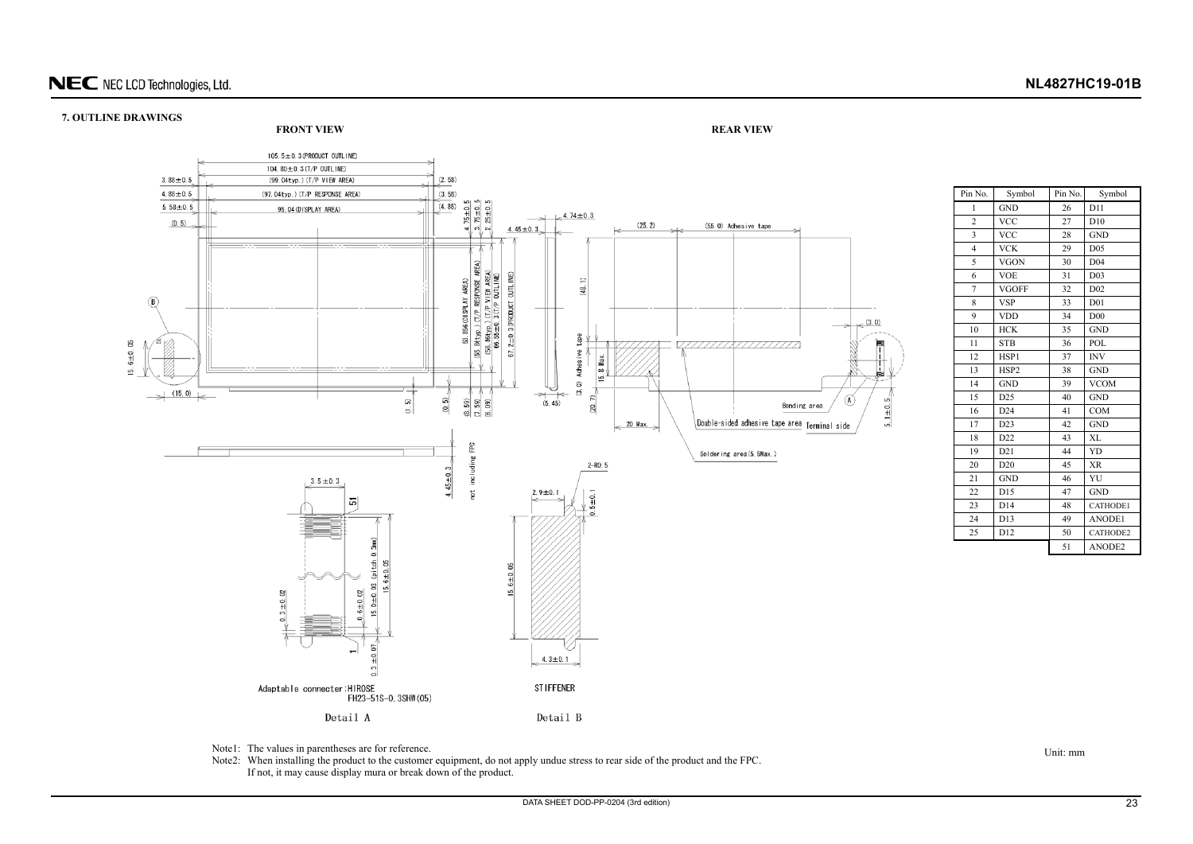## 7. OUTLINE DRAWINGS

FRONT VIEW

REAR VIEW

| Pin No. | Symbol | Pin No. | Symbol |
|---|---|---|---|
| 1 | GND | 26 | D11 |
| 2 | VCC | 27 | D10 |
| 3 | VCC | 28 | GND |
| 4 | VCK | 29 | D05 |
| 5 | VGON | 30 | D04 |
| 6 | VOE | 31 | D03 |
| 7 | VGOFF | 32 | D02 |
| 8 | VSP | 33 | D01 |
| 9 | VDD | 34 | D00 |
| 10 | HCK | 35 | GND |
| 11 | STB | 36 | POL |
| 12 | HSP1 | 37 | INV |
| 13 | HSP2 | 38 | GND |
| 14 | GND | 39 | VCOM |
| 15 | D25 | 40 | GND |
| 16 | D24 | 41 | COM |
| 17 | D23 | 42 | GND |
| 18 | D22 | 43 | XL |
| 19 | D21 | 44 | YD |
| 20 | D20 | 45 | XR |
| 21 | GND | 46 | YU |
| 22 | D15 | 47 | GND |
| 23 | D14 | 48 | CATHODE1 |
| 24 | D13 | 49 | ANODE1 |
| 25 | D12 | 50 | CATHODE2 |
| | | 51 | ANODE2 |

Adaptable connecter: HIROSE FH23-51S-0.3SHW(05)

Detail A

STIFFENER

Detail B

Note1: The values in parentheses are for reference.

Note2: When installing the product to the customer equipment, do not apply undue stress to rear side of the product and the FPC. If not, it may cause display mura or break down of the product.

Unit: mm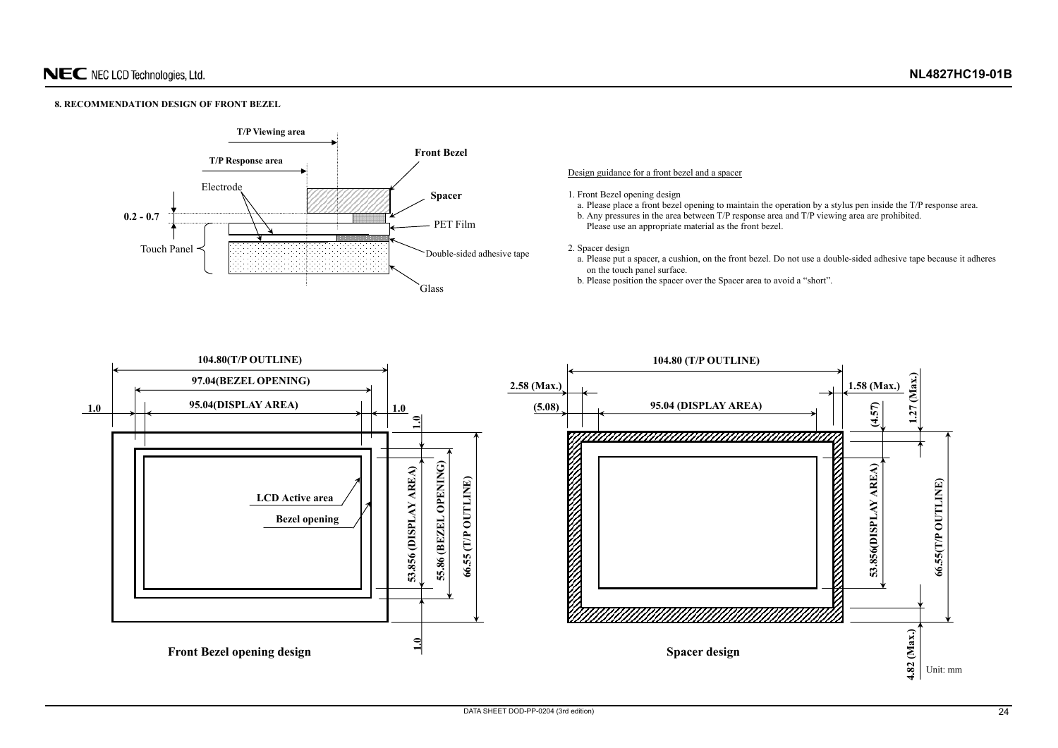## 8. RECOMMENDATION DESIGN OF FRONT BEZEL

T/P Viewing area

T/P Response area

Front Bezel

Electrode

Spacer

0.2 - 0.7

PET Film

Touch Panel

Double-sided adhesive tape

Glass

Design guidance for a front bezel and a spacer

1. Front Bezel opening design
   a. Please place a front bezel opening to maintain the operation by a stylus pen inside the T/P response area.
   b. Any pressures in the area between T/P response area and T/P viewing area are prohibited.
      Please use an appropriate material as the front bezel.

2. Spacer design
   a. Please put a spacer, a cushion, on the front bezel. Do not use a double-sided adhesive tape because it adheres on the touch panel surface.
   b. Please position the spacer over the Spacer area to avoid a "short".

104.80(T/P OUTLINE)

97.04(BEZEL OPENING)

95.04(DISPLAY AREA)

1.0

1.0

1.0

LCD Active area

Bezel opening

53.856 (DISPLAY AREA)

55.86 (BEZEL OPENING)

66.55 (T/P OUTLINE)

1.0

Front Bezel opening design

104.80 (T/P OUTLINE)

2.58 (Max.)

(5.08)

95.04 (DISPLAY AREA)

1.58 (Max.)

(4.57)

1.27 (Max.)

53.856(DISPLAY AREA)

66.55(T/P OUTLINE)

4.82 (Max.)

Spacer design

Unit: mm